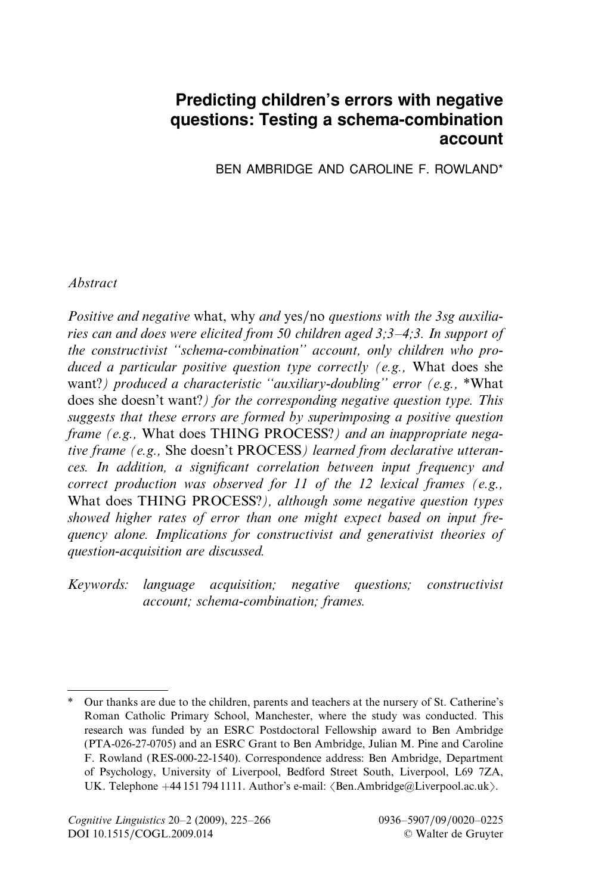# Predicting children's errors with negative questions: Testing a schema-combination account

BEN AMBRIDGE AND CAROLINE F. ROWLAND*

*Abstract*

*Positive and negative* what, why *and* yes/no *questions with the 3sg auxiliaries can and does were elicited from 50 children aged 3;3–4;3. In support of the constructivist "schema-combination" account, only children who produced a particular positive question type correctly (e.g.,* What does she want?*) produced a characteristic "auxiliary-doubling" error (e.g.,* *What does she doesn't want?*) for the corresponding negative question type. This suggests that these errors are formed by superimposing a positive question frame (e.g.,* What does THING PROCESS?*) and an inappropriate negative frame (e.g.,* She doesn't PROCESS*) learned from declarative utterances. In addition, a significant correlation between input frequency and correct production was observed for 11 of the 12 lexical frames (e.g.,* What does THING PROCESS?*), although some negative question types showed higher rates of error than one might expect based on input frequency alone. Implications for constructivist and generativist theories of question-acquisition are discussed.*

*Keywords: language acquisition; negative questions; constructivist account; schema-combination; frames.*

---

\* Our thanks are due to the children, parents and teachers at the nursery of St. Catherine's Roman Catholic Primary School, Manchester, where the study was conducted. This research was funded by an ESRC Postdoctoral Fellowship award to Ben Ambridge (PTA-026-27-0705) and an ESRC Grant to Ben Ambridge, Julian M. Pine and Caroline F. Rowland (RES-000-22-1540). Correspondence address: Ben Ambridge, Department of Psychology, University of Liverpool, Bedford Street South, Liverpool, L69 7ZA, UK. Telephone +44 151 794 1111. Author's e-mail: ⟨Ben.Ambridge@Liverpool.ac.uk⟩.

*Cognitive Linguistics* 20–2 (2009), 225–266
DOI 10.1515/COGL.2009.014

0936–5907/09/0020–0225
© Walter de Gruyter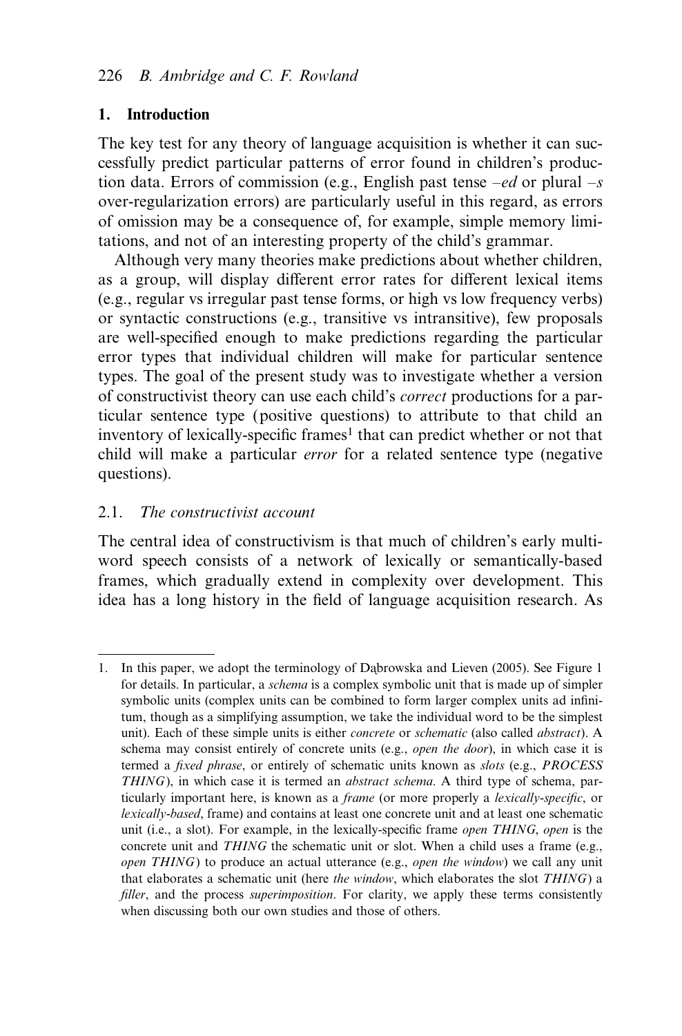## 1. Introduction

The key test for any theory of language acquisition is whether it can successfully predict particular patterns of error found in children's production data. Errors of commission (e.g., English past tense *–ed* or plural *–s* over-regularization errors) are particularly useful in this regard, as errors of omission may be a consequence of, for example, simple memory limitations, and not of an interesting property of the child's grammar.

Although very many theories make predictions about whether children, as a group, will display different error rates for different lexical items (e.g., regular vs irregular past tense forms, or high vs low frequency verbs) or syntactic constructions (e.g., transitive vs intransitive), few proposals are well-specified enough to make predictions regarding the particular error types that individual children will make for particular sentence types. The goal of the present study was to investigate whether a version of constructivist theory can use each child's *correct* productions for a particular sentence type (positive questions) to attribute to that child an inventory of lexically-specific frames[1] that can predict whether or not that child will make a particular *error* for a related sentence type (negative questions).

### 2.1. *The constructivist account*

The central idea of constructivism is that much of children's early multiword speech consists of a network of lexically or semantically-based frames, which gradually extend in complexity over development. This idea has a long history in the field of language acquisition research. As

---

1. In this paper, we adopt the terminology of Dąbrowska and Lieven (2005). See Figure 1 for details. In particular, a *schema* is a complex symbolic unit that is made up of simpler symbolic units (complex units can be combined to form larger complex units ad infinitum, though as a simplifying assumption, we take the individual word to be the simplest unit). Each of these simple units is either *concrete* or *schematic* (also called *abstract*). A schema may consist entirely of concrete units (e.g., *open the door*), in which case it is termed a *fixed phrase*, or entirely of schematic units known as *slots* (e.g., *PROCESS THING*), in which case it is termed an *abstract schema*. A third type of schema, particularly important here, is known as a *frame* (or more properly a *lexically-specific*, or *lexically-based*, frame) and contains at least one concrete unit and at least one schematic unit (i.e., a slot). For example, in the lexically-specific frame *open THING*, *open* is the concrete unit and *THING* the schematic unit or slot. When a child uses a frame (e.g., *open THING*) to produce an actual utterance (e.g., *open the window*) we call any unit that elaborates a schematic unit (here *the window*, which elaborates the slot *THING*) a *filler*, and the process *superimposition*. For clarity, we apply these terms consistently when discussing both our own studies and those of others.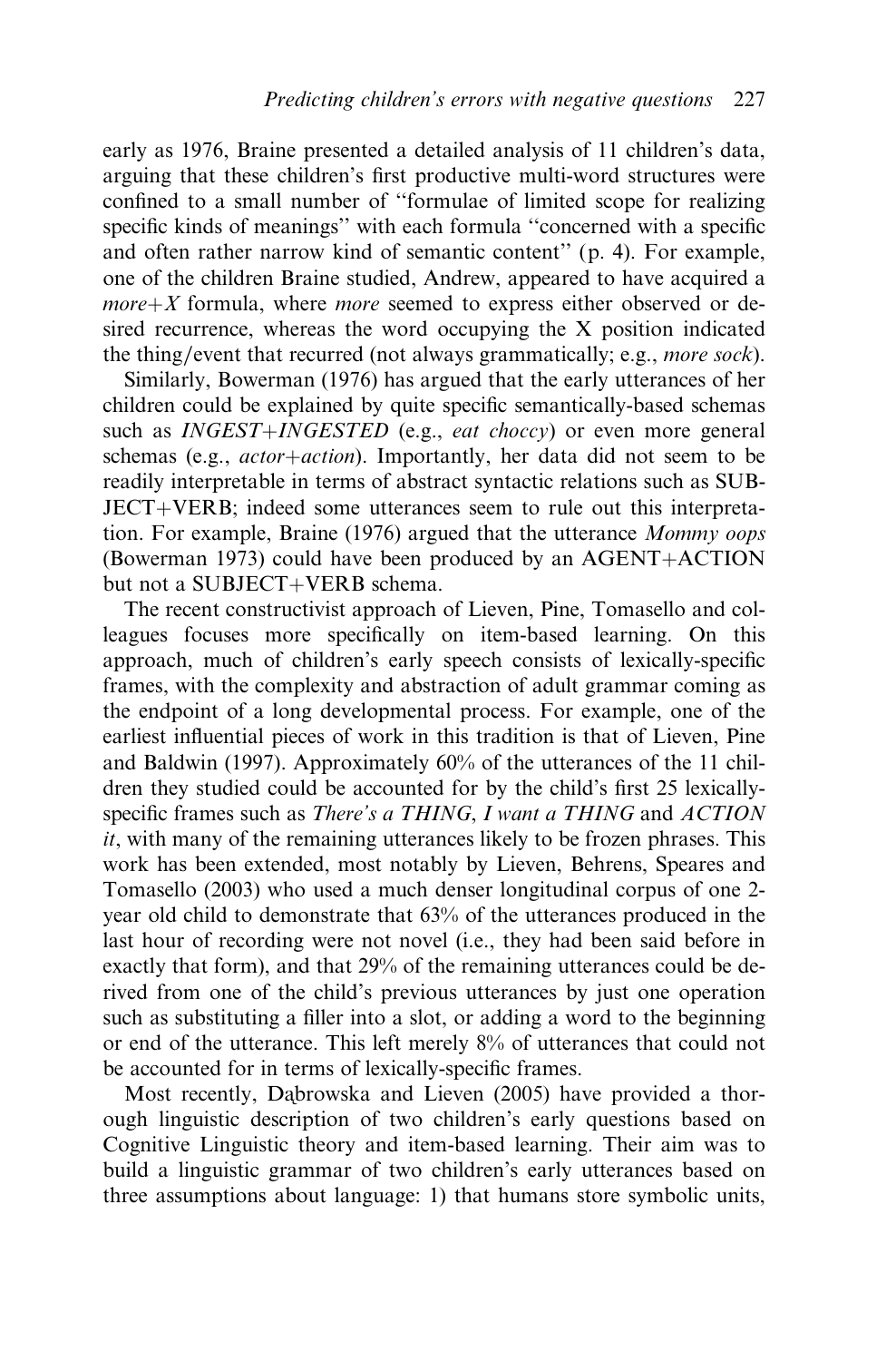early as 1976, Braine presented a detailed analysis of 11 children's data, arguing that these children's first productive multi-word structures were confined to a small number of ''formulae of limited scope for realizing specific kinds of meanings'' with each formula ''concerned with a specific and often rather narrow kind of semantic content'' (p. 4). For example, one of the children Braine studied, Andrew, appeared to have acquired a *more+X* formula, where *more* seemed to express either observed or desired recurrence, whereas the word occupying the X position indicated the thing/event that recurred (not always grammatically; e.g., *more sock*).

Similarly, Bowerman (1976) has argued that the early utterances of her children could be explained by quite specific semantically-based schemas such as *INGEST+INGESTED* (e.g., *eat choccy*) or even more general schemas (e.g., *actor+action*). Importantly, her data did not seem to be readily interpretable in terms of abstract syntactic relations such as SUBJECT+VERB; indeed some utterances seem to rule out this interpretation. For example, Braine (1976) argued that the utterance *Mommy oops* (Bowerman 1973) could have been produced by an AGENT+ACTION but not a SUBJECT+VERB schema.

The recent constructivist approach of Lieven, Pine, Tomasello and colleagues focuses more specifically on item-based learning. On this approach, much of children's early speech consists of lexically-specific frames, with the complexity and abstraction of adult grammar coming as the endpoint of a long developmental process. For example, one of the earliest influential pieces of work in this tradition is that of Lieven, Pine and Baldwin (1997). Approximately 60% of the utterances of the 11 children they studied could be accounted for by the child's first 25 lexically-specific frames such as *There's a THING*, *I want a THING* and *ACTION it*, with many of the remaining utterances likely to be frozen phrases. This work has been extended, most notably by Lieven, Behrens, Speares and Tomasello (2003) who used a much denser longitudinal corpus of one 2-year old child to demonstrate that 63% of the utterances produced in the last hour of recording were not novel (i.e., they had been said before in exactly that form), and that 29% of the remaining utterances could be derived from one of the child's previous utterances by just one operation such as substituting a filler into a slot, or adding a word to the beginning or end of the utterance. This left merely 8% of utterances that could not be accounted for in terms of lexically-specific frames.

Most recently, Dąbrowska and Lieven (2005) have provided a thorough linguistic description of two children's early questions based on Cognitive Linguistic theory and item-based learning. Their aim was to build a linguistic grammar of two children's early utterances based on three assumptions about language: 1) that humans store symbolic units,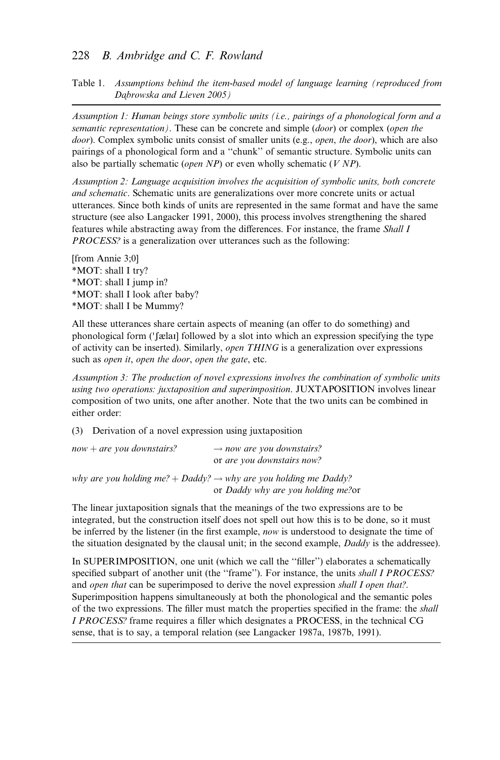Table 1. *Assumptions behind the item-based model of language learning (reproduced from Dąbrowska and Lieven 2005)*

---

*Assumption 1: Human beings store symbolic units (i.e., pairings of a phonological form and a semantic representation).* These can be concrete and simple (*door*) or complex (*open the door*). Complex symbolic units consist of smaller units (e.g., *open*, *the door*), which are also pairings of a phonological form and a ''chunk'' of semantic structure. Symbolic units can also be partially schematic (*open NP*) or even wholly schematic (*V NP*).

*Assumption 2: Language acquisition involves the acquisition of symbolic units, both concrete and schematic.* Schematic units are generalizations over more concrete units or actual utterances. Since both kinds of units are represented in the same format and have the same structure (see also Langacker 1991, 2000), this process involves strengthening the shared features while abstracting away from the differences. For instance, the frame *Shall I PROCESS?* is a generalization over utterances such as the following:

[from Annie 3;0]
*MOT: shall I try?
*MOT: shall I jump in?
*MOT: shall I look after baby?
*MOT: shall I be Mummy?

All these utterances share certain aspects of meaning (an offer to do something) and phonological form (ˈʃælaɪ] followed by a slot into which an expression specifying the type of activity can be inserted). Similarly, *open THING* is a generalization over expressions such as *open it*, *open the door*, *open the gate*, etc.

*Assumption 3: The production of novel expressions involves the combination of symbolic units using two operations: juxtaposition and superimposition.* JUXTAPOSITION involves linear composition of two units, one after another. Note that the two units can be combined in either order:

(3) Derivation of a novel expression using juxtaposition

*now + are you downstairs?* → *now are you downstairs?*
or *are you downstairs now?*

*why are you holding me? + Daddy?* → *why are you holding me Daddy?*
or *Daddy why are you holding me?*or

The linear juxtaposition signals that the meanings of the two expressions are to be integrated, but the construction itself does not spell out how this is to be done, so it must be inferred by the listener (in the first example, *now* is understood to designate the time of the situation designated by the clausal unit; in the second example, *Daddy* is the addressee).

In SUPERIMPOSITION, one unit (which we call the ''filler'') elaborates a schematically specified subpart of another unit (the ''frame''). For instance, the units *shall I PROCESS?* and *open that* can be superimposed to derive the novel expression *shall I open that?*. Superimposition happens simultaneously at both the phonological and the semantic poles of the two expressions. The filler must match the properties specified in the frame: the *shall I PROCESS?* frame requires a filler which designates a PROCESS, in the technical CG sense, that is to say, a temporal relation (see Langacker 1987a, 1987b, 1991).

---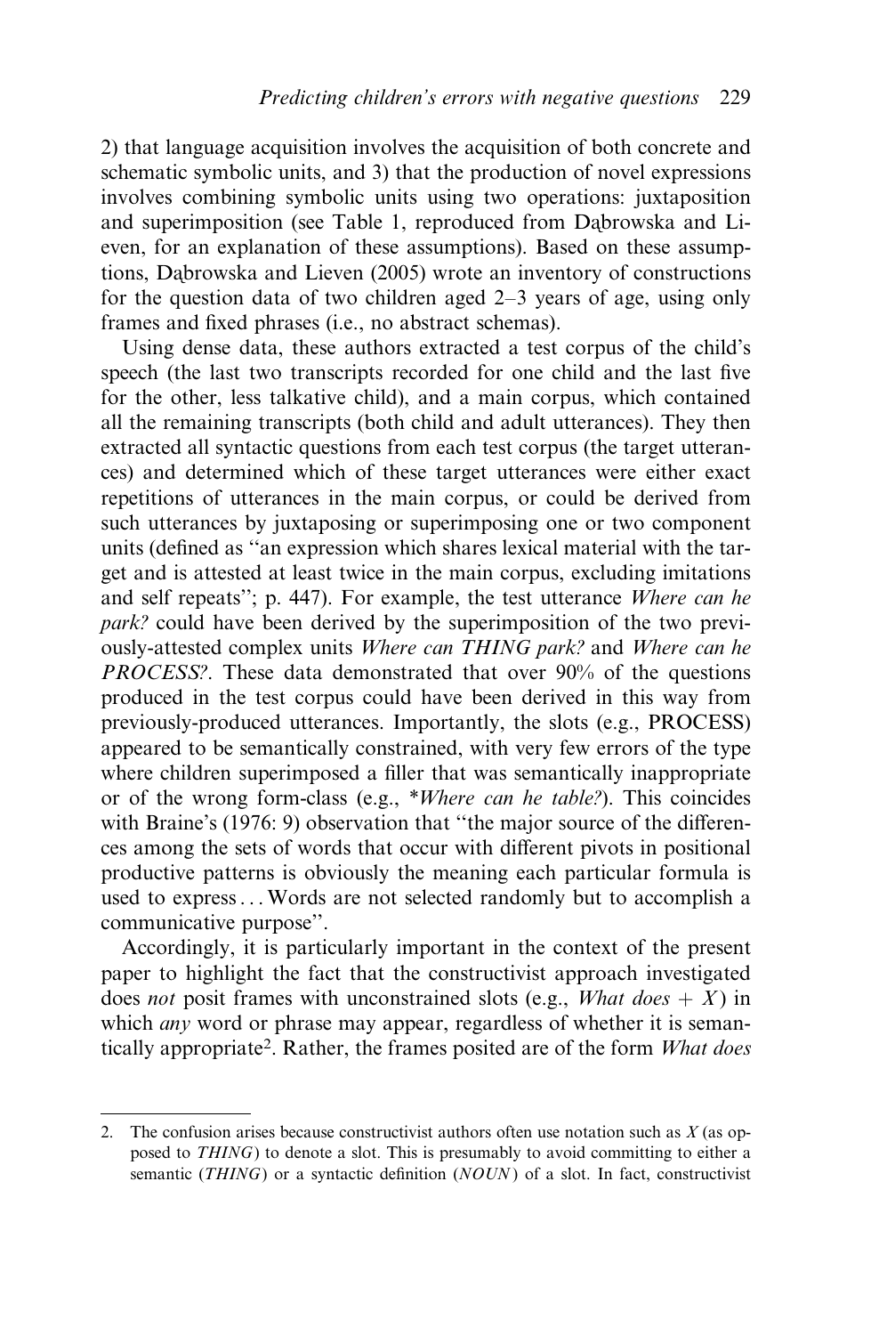2) that language acquisition involves the acquisition of both concrete and schematic symbolic units, and 3) that the production of novel expressions involves combining symbolic units using two operations: juxtaposition and superimposition (see Table 1, reproduced from Dąbrowska and Lieven, for an explanation of these assumptions). Based on these assumptions, Dąbrowska and Lieven (2005) wrote an inventory of constructions for the question data of two children aged 2–3 years of age, using only frames and fixed phrases (i.e., no abstract schemas).

Using dense data, these authors extracted a test corpus of the child's speech (the last two transcripts recorded for one child and the last five for the other, less talkative child), and a main corpus, which contained all the remaining transcripts (both child and adult utterances). They then extracted all syntactic questions from each test corpus (the target utterances) and determined which of these target utterances were either exact repetitions of utterances in the main corpus, or could be derived from such utterances by juxtaposing or superimposing one or two component units (defined as "an expression which shares lexical material with the target and is attested at least twice in the main corpus, excluding imitations and self repeats"; p. 447). For example, the test utterance *Where can he park?* could have been derived by the superimposition of the two previously-attested complex units *Where can THING park?* and *Where can he PROCESS?*. These data demonstrated that over 90% of the questions produced in the test corpus could have been derived in this way from previously-produced utterances. Importantly, the slots (e.g., PROCESS) appeared to be semantically constrained, with very few errors of the type where children superimposed a filler that was semantically inappropriate or of the wrong form-class (e.g., \**Where can he table?*). This coincides with Braine's (1976: 9) observation that "the major source of the differences among the sets of words that occur with different pivots in positional productive patterns is obviously the meaning each particular formula is used to express . . . Words are not selected randomly but to accomplish a communicative purpose".

Accordingly, it is particularly important in the context of the present paper to highlight the fact that the constructivist approach investigated does *not* posit frames with unconstrained slots (e.g., *What does + X*) in which *any* word or phrase may appear, regardless of whether it is semantically appropriate[2]. Rather, the frames posited are of the form *What does*

2. The confusion arises because constructivist authors often use notation such as *X* (as opposed to *THING*) to denote a slot. This is presumably to avoid committing to either a semantic (*THING*) or a syntactic definition (*NOUN*) of a slot. In fact, constructivist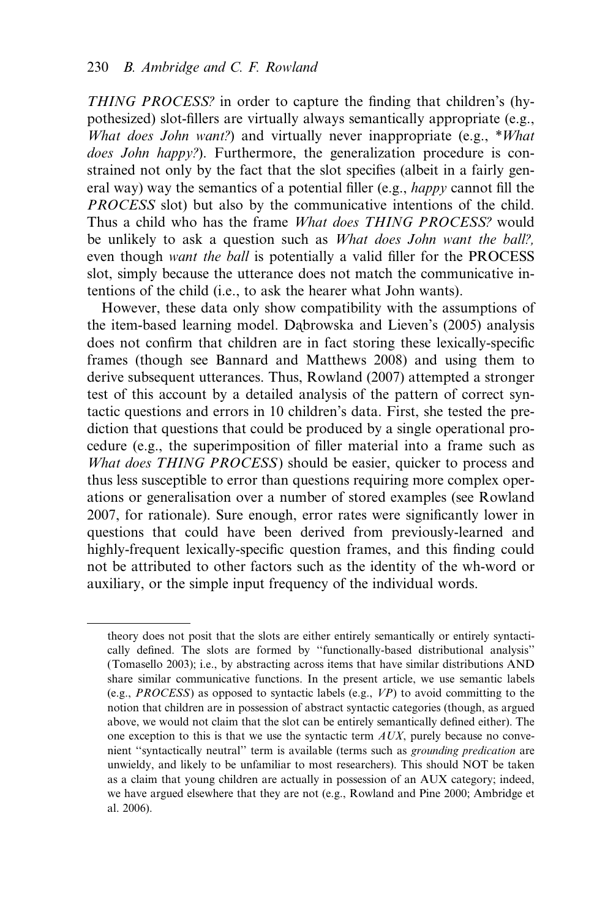*THING PROCESS?* in order to capture the finding that children's (hypothesized) slot-fillers are virtually always semantically appropriate (e.g., *What does John want?*) and virtually never inappropriate (e.g., *\*What does John happy?*). Furthermore, the generalization procedure is constrained not only by the fact that the slot specifies (albeit in a fairly general way) way the semantics of a potential filler (e.g., *happy* cannot fill the *PROCESS* slot) but also by the communicative intentions of the child. Thus a child who has the frame *What does THING PROCESS?* would be unlikely to ask a question such as *What does John want the ball?,* even though *want the ball* is potentially a valid filler for the PROCESS slot, simply because the utterance does not match the communicative intentions of the child (i.e., to ask the hearer what John wants).

However, these data only show compatibility with the assumptions of the item-based learning model. Dąbrowska and Lieven's (2005) analysis does not confirm that children are in fact storing these lexically-specific frames (though see Bannard and Matthews 2008) and using them to derive subsequent utterances. Thus, Rowland (2007) attempted a stronger test of this account by a detailed analysis of the pattern of correct syntactic questions and errors in 10 children's data. First, she tested the prediction that questions that could be produced by a single operational procedure (e.g., the superimposition of filler material into a frame such as *What does THING PROCESS*) should be easier, quicker to process and thus less susceptible to error than questions requiring more complex operations or generalisation over a number of stored examples (see Rowland 2007, for rationale). Sure enough, error rates were significantly lower in questions that could have been derived from previously-learned and highly-frequent lexically-specific question frames, and this finding could not be attributed to other factors such as the identity of the wh-word or auxiliary, or the simple input frequency of the individual words.

---

theory does not posit that the slots are either entirely semantically or entirely syntactically defined. The slots are formed by "functionally-based distributional analysis" (Tomasello 2003); i.e., by abstracting across items that have similar distributions AND share similar communicative functions. In the present article, we use semantic labels (e.g., *PROCESS*) as opposed to syntactic labels (e.g., *VP*) to avoid committing to the notion that children are in possession of abstract syntactic categories (though, as argued above, we would not claim that the slot can be entirely semantically defined either). The one exception to this is that we use the syntactic term *AUX*, purely because no convenient "syntactically neutral" term is available (terms such as *grounding predication* are unwieldy, and likely to be unfamiliar to most researchers). This should NOT be taken as a claim that young children are actually in possession of an AUX category; indeed, we have argued elsewhere that they are not (e.g., Rowland and Pine 2000; Ambridge et al. 2006).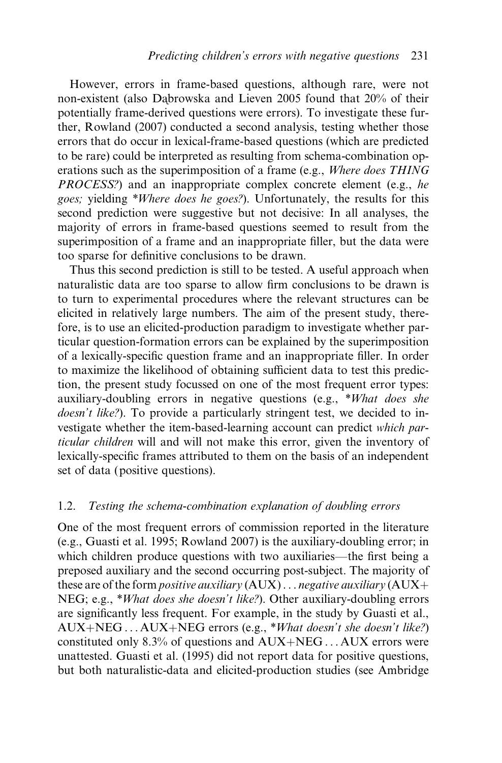However, errors in frame-based questions, although rare, were not non-existent (also Dąbrowska and Lieven 2005 found that 20% of their potentially frame-derived questions were errors). To investigate these further, Rowland (2007) conducted a second analysis, testing whether those errors that do occur in lexical-frame-based questions (which are predicted to be rare) could be interpreted as resulting from schema-combination operations such as the superimposition of a frame (e.g., *Where does THING PROCESS?*) and an inappropriate complex concrete element (e.g., *he goes;* yielding *\*Where does he goes?*). Unfortunately, the results for this second prediction were suggestive but not decisive: In all analyses, the majority of errors in frame-based questions seemed to result from the superimposition of a frame and an inappropriate filler, but the data were too sparse for definitive conclusions to be drawn.

Thus this second prediction is still to be tested. A useful approach when naturalistic data are too sparse to allow firm conclusions to be drawn is to turn to experimental procedures where the relevant structures can be elicited in relatively large numbers. The aim of the present study, therefore, is to use an elicited-production paradigm to investigate whether particular question-formation errors can be explained by the superimposition of a lexically-specific question frame and an inappropriate filler. In order to maximize the likelihood of obtaining sufficient data to test this prediction, the present study focussed on one of the most frequent error types: auxiliary-doubling errors in negative questions (e.g., *\*What does she doesn't like?*). To provide a particularly stringent test, we decided to investigate whether the item-based-learning account can predict *which particular children* will and will not make this error, given the inventory of lexically-specific frames attributed to them on the basis of an independent set of data (positive questions).

### 1.2. *Testing the schema-combination explanation of doubling errors*

One of the most frequent errors of commission reported in the literature (e.g., Guasti et al. 1995; Rowland 2007) is the auxiliary-doubling error; in which children produce questions with two auxiliaries—the first being a preposed auxiliary and the second occurring post-subject. The majority of these are of the form *positive auxiliary* (AUX) ... *negative auxiliary* (AUX+NEG; e.g., *\*What does she doesn't like?*). Other auxiliary-doubling errors are significantly less frequent. For example, in the study by Guasti et al., AUX+NEG ... AUX+NEG errors (e.g., *\*What doesn't she doesn't like?*) constituted only 8.3% of questions and AUX+NEG ... AUX errors were unattested. Guasti et al. (1995) did not report data for positive questions, but both naturalistic-data and elicited-production studies (see Ambridge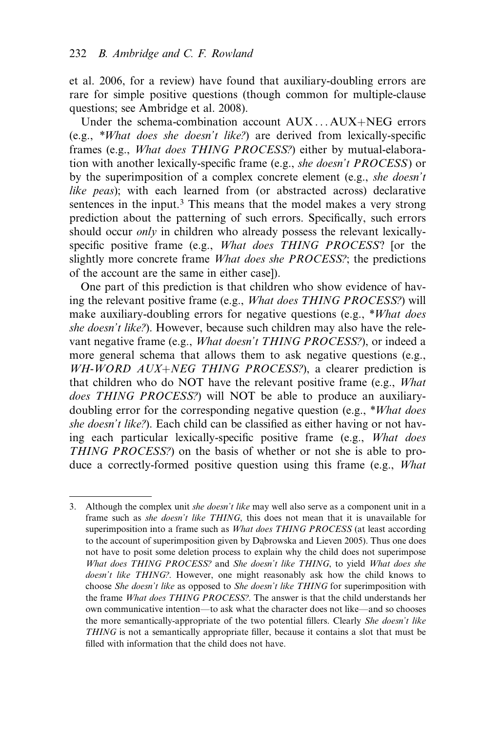et al. 2006, for a review) have found that auxiliary-doubling errors are rare for simple positive questions (though common for multiple-clause questions; see Ambridge et al. 2008).

Under the schema-combination account AUX…AUX+NEG errors (e.g., \**What does she doesn't like?*) are derived from lexically-specific frames (e.g., *What does THING PROCESS?*) either by mutual-elaboration with another lexically-specific frame (e.g., *she doesn't PROCESS*) or by the superimposition of a complex concrete element (e.g., *she doesn't like peas*); with each learned from (or abstracted across) declarative sentences in the input.[3] This means that the model makes a very strong prediction about the patterning of such errors. Specifically, such errors should occur *only* in children who already possess the relevant lexically-specific positive frame (e.g., *What does THING PROCESS*? [or the slightly more concrete frame *What does she PROCESS?*; the predictions of the account are the same in either case]).

One part of this prediction is that children who show evidence of having the relevant positive frame (e.g., *What does THING PROCESS?*) will make auxiliary-doubling errors for negative questions (e.g., \**What does she doesn't like?*). However, because such children may also have the relevant negative frame (e.g., *What doesn't THING PROCESS?*), or indeed a more general schema that allows them to ask negative questions (e.g., *WH-WORD AUX+NEG THING PROCESS?*), a clearer prediction is that children who do NOT have the relevant positive frame (e.g., *What does THING PROCESS?*) will NOT be able to produce an auxiliary-doubling error for the corresponding negative question (e.g., \**What does she doesn't like?*). Each child can be classified as either having or not having each particular lexically-specific positive frame (e.g., *What does THING PROCESS?*) on the basis of whether or not she is able to produce a correctly-formed positive question using this frame (e.g., *What*

---

3. Although the complex unit *she doesn't like* may well also serve as a component unit in a frame such as *she doesn't like THING*, this does not mean that it is unavailable for superimposition into a frame such as *What does THING PROCESS* (at least according to the account of superimposition given by Dąbrowska and Lieven 2005). Thus one does not have to posit some deletion process to explain why the child does not superimpose *What does THING PROCESS?* and *She doesn't like THING*, to yield *What does she doesn't like THING?*. However, one might reasonably ask how the child knows to choose *She doesn't like* as opposed to *She doesn't like THING* for superimposition with the frame *What does THING PROCESS?*. The answer is that the child understands her own communicative intention—to ask what the character does not like—and so chooses the more semantically-appropriate of the two potential fillers. Clearly *She doesn't like THING* is not a semantically appropriate filler, because it contains a slot that must be filled with information that the child does not have.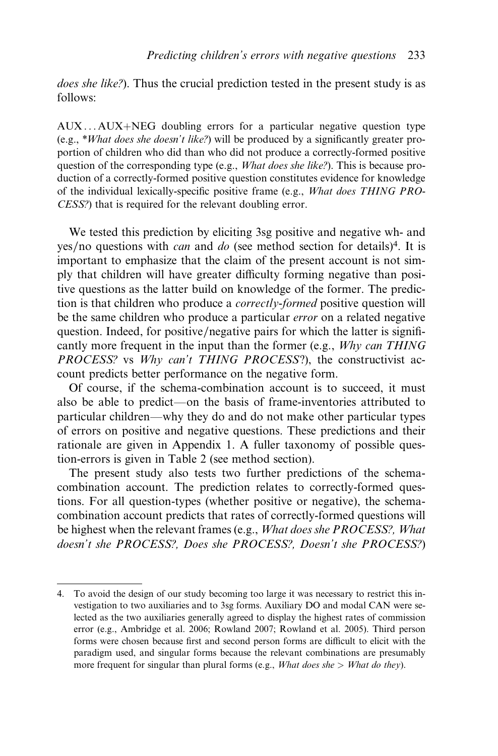*does she like?*). Thus the crucial prediction tested in the present study is as follows:

AUX . . . AUX+NEG doubling errors for a particular negative question type (e.g., **What does she doesn't like?*) will be produced by a significantly greater proportion of children who did than who did not produce a correctly-formed positive question of the corresponding type (e.g., *What does she like?*). This is because production of a correctly-formed positive question constitutes evidence for knowledge of the individual lexically-specific positive frame (e.g., *What does THING PROCESS?*) that is required for the relevant doubling error.

We tested this prediction by eliciting 3sg positive and negative wh- and yes/no questions with *can* and *do* (see method section for details)[4]. It is important to emphasize that the claim of the present account is not simply that children will have greater difficulty forming negative than positive questions as the latter build on knowledge of the former. The prediction is that children who produce a *correctly-formed* positive question will be the same children who produce a particular *error* on a related negative question. Indeed, for positive/negative pairs for which the latter is significantly more frequent in the input than the former (e.g., *Why can THING PROCESS?* vs *Why can't THING PROCESS*?), the constructivist account predicts better performance on the negative form.

Of course, if the schema-combination account is to succeed, it must also be able to predict—on the basis of frame-inventories attributed to particular children—why they do and do not make other particular types of errors on positive and negative questions. These predictions and their rationale are given in Appendix 1. A fuller taxonomy of possible question-errors is given in Table 2 (see method section).

The present study also tests two further predictions of the schema-combination account. The prediction relates to correctly-formed questions. For all question-types (whether positive or negative), the schema-combination account predicts that rates of correctly-formed questions will be highest when the relevant frames (e.g., *What does she PROCESS?, What doesn't she PROCESS?, Does she PROCESS?, Doesn't she PROCESS?*)

4. To avoid the design of our study becoming too large it was necessary to restrict this investigation to two auxiliaries and to 3sg forms. Auxiliary DO and modal CAN were selected as the two auxiliaries generally agreed to display the highest rates of commission error (e.g., Ambridge et al. 2006; Rowland 2007; Rowland et al. 2005). Third person forms were chosen because first and second person forms are difficult to elicit with the paradigm used, and singular forms because the relevant combinations are presumably more frequent for singular than plural forms (e.g., *What does she* > *What do they*).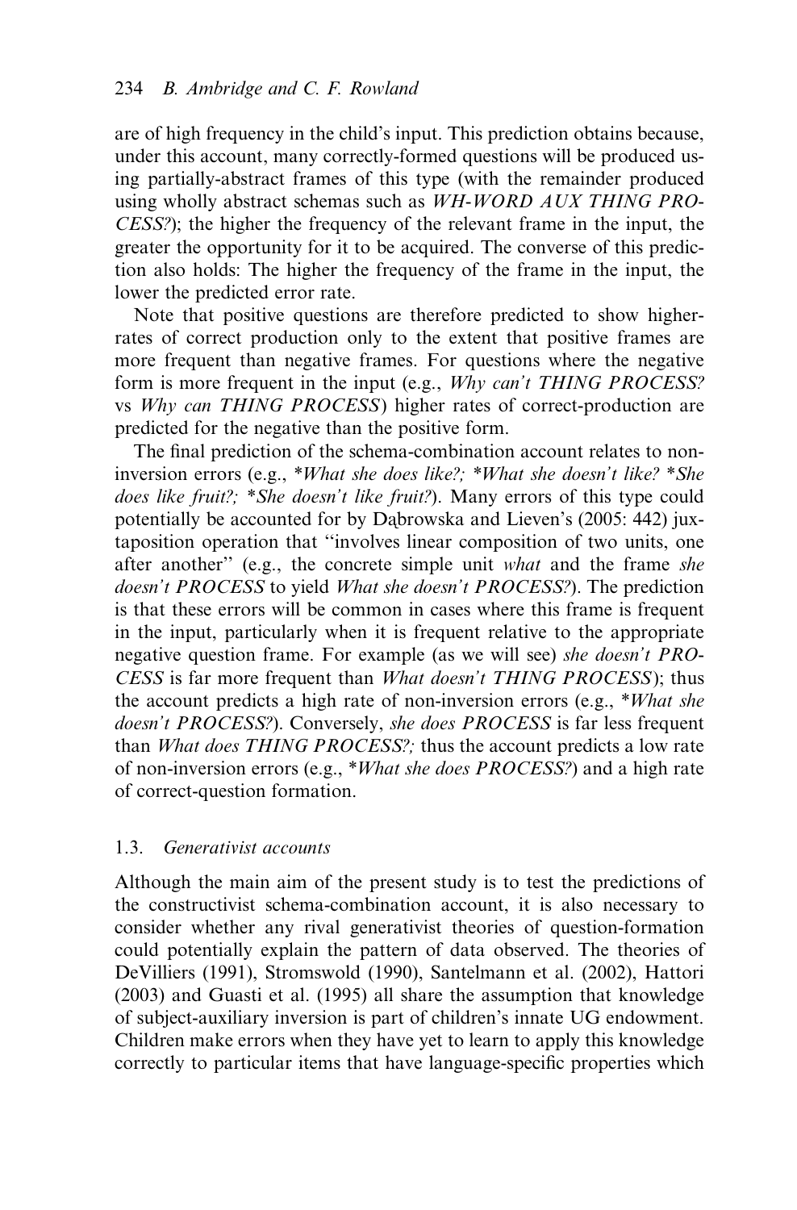are of high frequency in the child's input. This prediction obtains because, under this account, many correctly-formed questions will be produced using partially-abstract frames of this type (with the remainder produced using wholly abstract schemas such as *WH-WORD AUX THING PROCESS?*); the higher the frequency of the relevant frame in the input, the greater the opportunity for it to be acquired. The converse of this prediction also holds: The higher the frequency of the frame in the input, the lower the predicted error rate.

Note that positive questions are therefore predicted to show higher-rates of correct production only to the extent that positive frames are more frequent than negative frames. For questions where the negative form is more frequent in the input (e.g., *Why can't THING PROCESS?* vs *Why can THING PROCESS*) higher rates of correct-production are predicted for the negative than the positive form.

The final prediction of the schema-combination account relates to non-inversion errors (e.g., \**What she does like?; \*What she doesn't like? \*She does like fruit?; \*She doesn't like fruit?*). Many errors of this type could potentially be accounted for by Dąbrowska and Lieven's (2005: 442) juxtaposition operation that "involves linear composition of two units, one after another" (e.g., the concrete simple unit *what* and the frame *she doesn't PROCESS* to yield *What she doesn't PROCESS?*). The prediction is that these errors will be common in cases where this frame is frequent in the input, particularly when it is frequent relative to the appropriate negative question frame. For example (as we will see) *she doesn't PROCESS* is far more frequent than *What doesn't THING PROCESS*); thus the account predicts a high rate of non-inversion errors (e.g., \**What she doesn't PROCESS?*). Conversely, *she does PROCESS* is far less frequent than *What does THING PROCESS?;* thus the account predicts a low rate of non-inversion errors (e.g., \**What she does PROCESS?*) and a high rate of correct-question formation.

### 1.3. *Generativist accounts*

Although the main aim of the present study is to test the predictions of the constructivist schema-combination account, it is also necessary to consider whether any rival generativist theories of question-formation could potentially explain the pattern of data observed. The theories of DeVilliers (1991), Stromswold (1990), Santelmann et al. (2002), Hattori (2003) and Guasti et al. (1995) all share the assumption that knowledge of subject-auxiliary inversion is part of children's innate UG endowment. Children make errors when they have yet to learn to apply this knowledge correctly to particular items that have language-specific properties which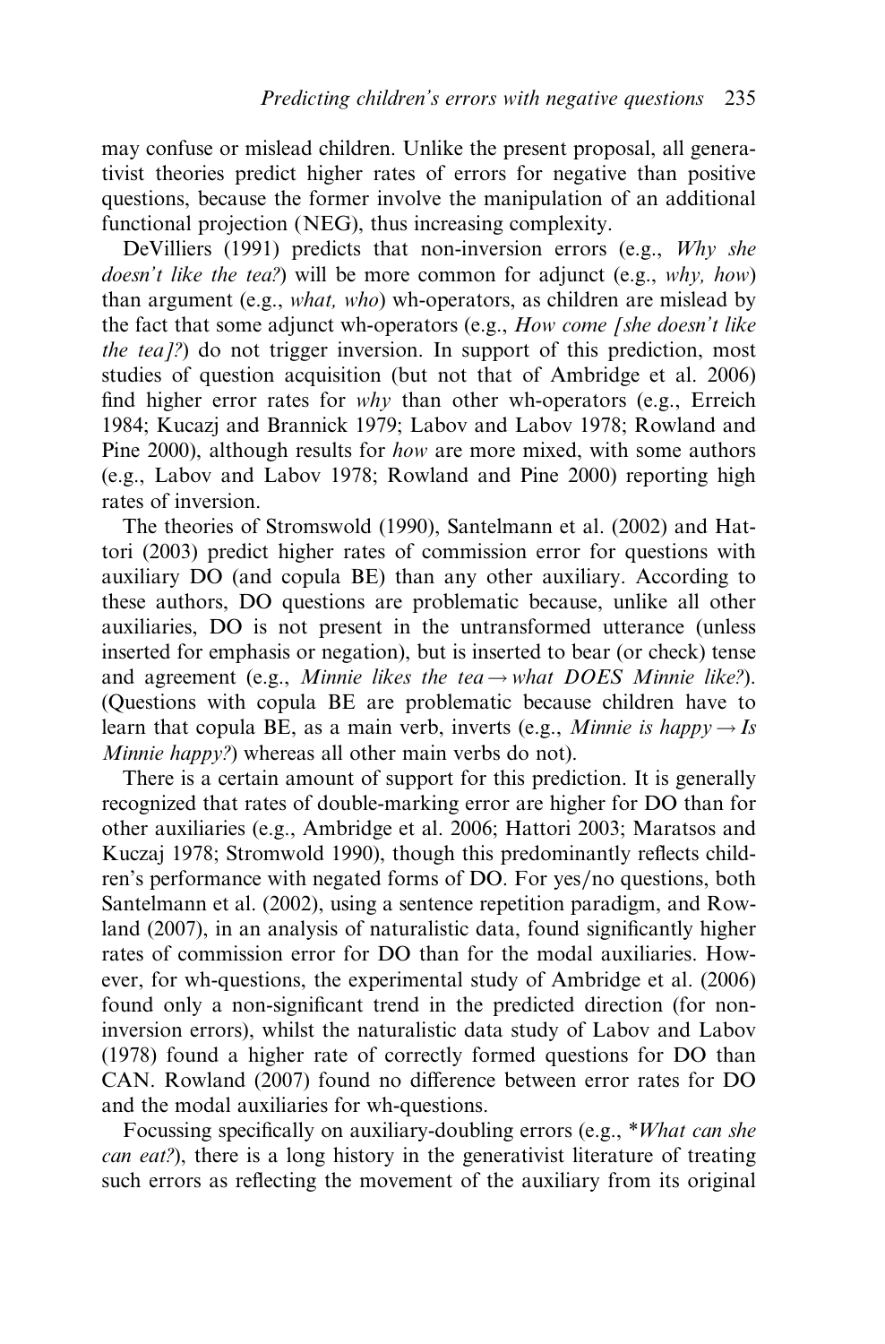may confuse or mislead children. Unlike the present proposal, all generativist theories predict higher rates of errors for negative than positive questions, because the former involve the manipulation of an additional functional projection (NEG), thus increasing complexity.

DeVilliers (1991) predicts that non-inversion errors (e.g., *Why she doesn't like the tea?*) will be more common for adjunct (e.g., *why, how*) than argument (e.g., *what, who*) wh-operators, as children are mislead by the fact that some adjunct wh-operators (e.g., *How come [she doesn't like the tea]?*) do not trigger inversion. In support of this prediction, most studies of question acquisition (but not that of Ambridge et al. 2006) find higher error rates for *why* than other wh-operators (e.g., Erreich 1984; Kucazj and Brannick 1979; Labov and Labov 1978; Rowland and Pine 2000), although results for *how* are more mixed, with some authors (e.g., Labov and Labov 1978; Rowland and Pine 2000) reporting high rates of inversion.

The theories of Stromswold (1990), Santelmann et al. (2002) and Hattori (2003) predict higher rates of commission error for questions with auxiliary DO (and copula BE) than any other auxiliary. According to these authors, DO questions are problematic because, unlike all other auxiliaries, DO is not present in the untransformed utterance (unless inserted for emphasis or negation), but is inserted to bear (or check) tense and agreement (e.g., *Minnie likes the tea → what DOES Minnie like?*). (Questions with copula BE are problematic because children have to learn that copula BE, as a main verb, inverts (e.g., *Minnie is happy → Is Minnie happy?*) whereas all other main verbs do not).

There is a certain amount of support for this prediction. It is generally recognized that rates of double-marking error are higher for DO than for other auxiliaries (e.g., Ambridge et al. 2006; Hattori 2003; Maratsos and Kuczaj 1978; Stromwold 1990), though this predominantly reflects children's performance with negated forms of DO. For yes/no questions, both Santelmann et al. (2002), using a sentence repetition paradigm, and Rowland (2007), in an analysis of naturalistic data, found significantly higher rates of commission error for DO than for the modal auxiliaries. However, for wh-questions, the experimental study of Ambridge et al. (2006) found only a non-significant trend in the predicted direction (for non-inversion errors), whilst the naturalistic data study of Labov and Labov (1978) found a higher rate of correctly formed questions for DO than CAN. Rowland (2007) found no difference between error rates for DO and the modal auxiliaries for wh-questions.

Focussing specifically on auxiliary-doubling errors (e.g., *\*What can she can eat?*), there is a long history in the generativist literature of treating such errors as reflecting the movement of the auxiliary from its original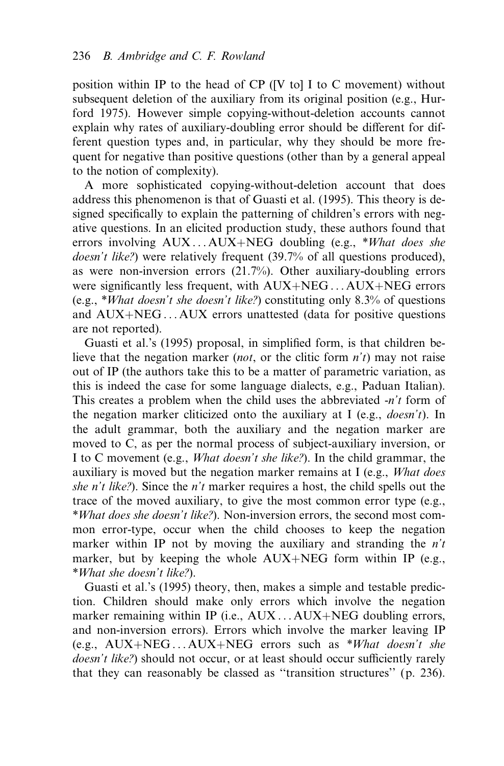position within IP to the head of CP ([V to] I to C movement) without subsequent deletion of the auxiliary from its original position (e.g., Hurford 1975). However simple copying-without-deletion accounts cannot explain why rates of auxiliary-doubling error should be different for different question types and, in particular, why they should be more frequent for negative than positive questions (other than by a general appeal to the notion of complexity).

A more sophisticated copying-without-deletion account that does address this phenomenon is that of Guasti et al. (1995). This theory is designed specifically to explain the patterning of children's errors with negative questions. In an elicited production study, these authors found that errors involving AUX...AUX+NEG doubling (e.g., *\*What does she doesn't like?*) were relatively frequent (39.7% of all questions produced), as were non-inversion errors (21.7%). Other auxiliary-doubling errors were significantly less frequent, with AUX+NEG...AUX+NEG errors (e.g., *\*What doesn't she doesn't like?*) constituting only 8.3% of questions and AUX+NEG...AUX errors unattested (data for positive questions are not reported).

Guasti et al.'s (1995) proposal, in simplified form, is that children believe that the negation marker (*not*, or the clitic form *n't*) may not raise out of IP (the authors take this to be a matter of parametric variation, as this is indeed the case for some language dialects, e.g., Paduan Italian). This creates a problem when the child uses the abbreviated *-n't* form of the negation marker cliticized onto the auxiliary at I (e.g., *doesn't*). In the adult grammar, both the auxiliary and the negation marker are moved to C, as per the normal process of subject-auxiliary inversion, or I to C movement (e.g., *What doesn't she like?*). In the child grammar, the auxiliary is moved but the negation marker remains at I (e.g., *What does she n't like?*). Since the *n't* marker requires a host, the child spells out the trace of the moved auxiliary, to give the most common error type (e.g., *\*What does she doesn't like?*). Non-inversion errors, the second most common error-type, occur when the child chooses to keep the negation marker within IP not by moving the auxiliary and stranding the *n't* marker, but by keeping the whole AUX+NEG form within IP (e.g., *\*What she doesn't like?*).

Guasti et al.'s (1995) theory, then, makes a simple and testable prediction. Children should make only errors which involve the negation marker remaining within IP (i.e., AUX...AUX+NEG doubling errors, and non-inversion errors). Errors which involve the marker leaving IP (e.g., AUX+NEG...AUX+NEG errors such as *\*What doesn't she doesn't like?*) should not occur, or at least should occur sufficiently rarely that they can reasonably be classed as ''transition structures'' (p. 236).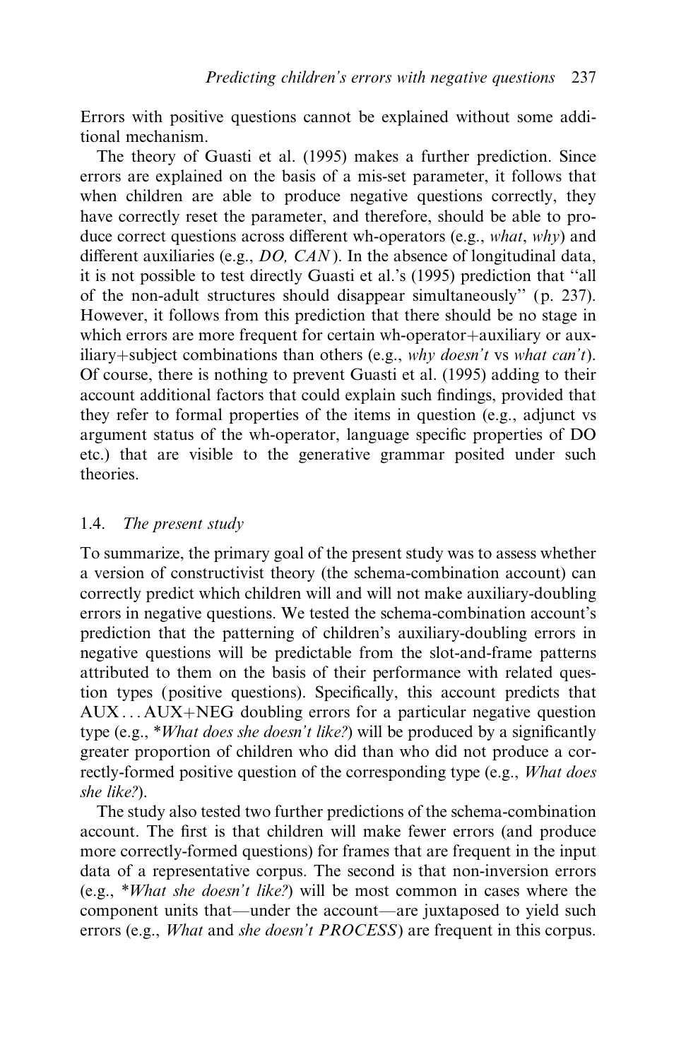Errors with positive questions cannot be explained without some additional mechanism.

The theory of Guasti et al. (1995) makes a further prediction. Since errors are explained on the basis of a mis-set parameter, it follows that when children are able to produce negative questions correctly, they have correctly reset the parameter, and therefore, should be able to produce correct questions across different wh-operators (e.g., *what*, *why*) and different auxiliaries (e.g., *DO, CAN*). In the absence of longitudinal data, it is not possible to test directly Guasti et al.'s (1995) prediction that "all of the non-adult structures should disappear simultaneously" (p. 237). However, it follows from this prediction that there should be no stage in which errors are more frequent for certain wh-operator+auxiliary or auxiliary+subject combinations than others (e.g., *why doesn't* vs *what can't*). Of course, there is nothing to prevent Guasti et al. (1995) adding to their account additional factors that could explain such findings, provided that they refer to formal properties of the items in question (e.g., adjunct vs argument status of the wh-operator, language specific properties of DO etc.) that are visible to the generative grammar posited under such theories.

### 1.4. *The present study*

To summarize, the primary goal of the present study was to assess whether a version of constructivist theory (the schema-combination account) can correctly predict which children will and will not make auxiliary-doubling errors in negative questions. We tested the schema-combination account's prediction that the patterning of children's auxiliary-doubling errors in negative questions will be predictable from the slot-and-frame patterns attributed to them on the basis of their performance with related question types (positive questions). Specifically, this account predicts that AUX . . . AUX+NEG doubling errors for a particular negative question type (e.g., \**What does she doesn't like?*) will be produced by a significantly greater proportion of children who did than who did not produce a correctly-formed positive question of the corresponding type (e.g., *What does she like?*).

The study also tested two further predictions of the schema-combination account. The first is that children will make fewer errors (and produce more correctly-formed questions) for frames that are frequent in the input data of a representative corpus. The second is that non-inversion errors (e.g., \**What she doesn't like?*) will be most common in cases where the component units that—under the account—are juxtaposed to yield such errors (e.g., *What* and *she doesn't PROCESS*) are frequent in this corpus.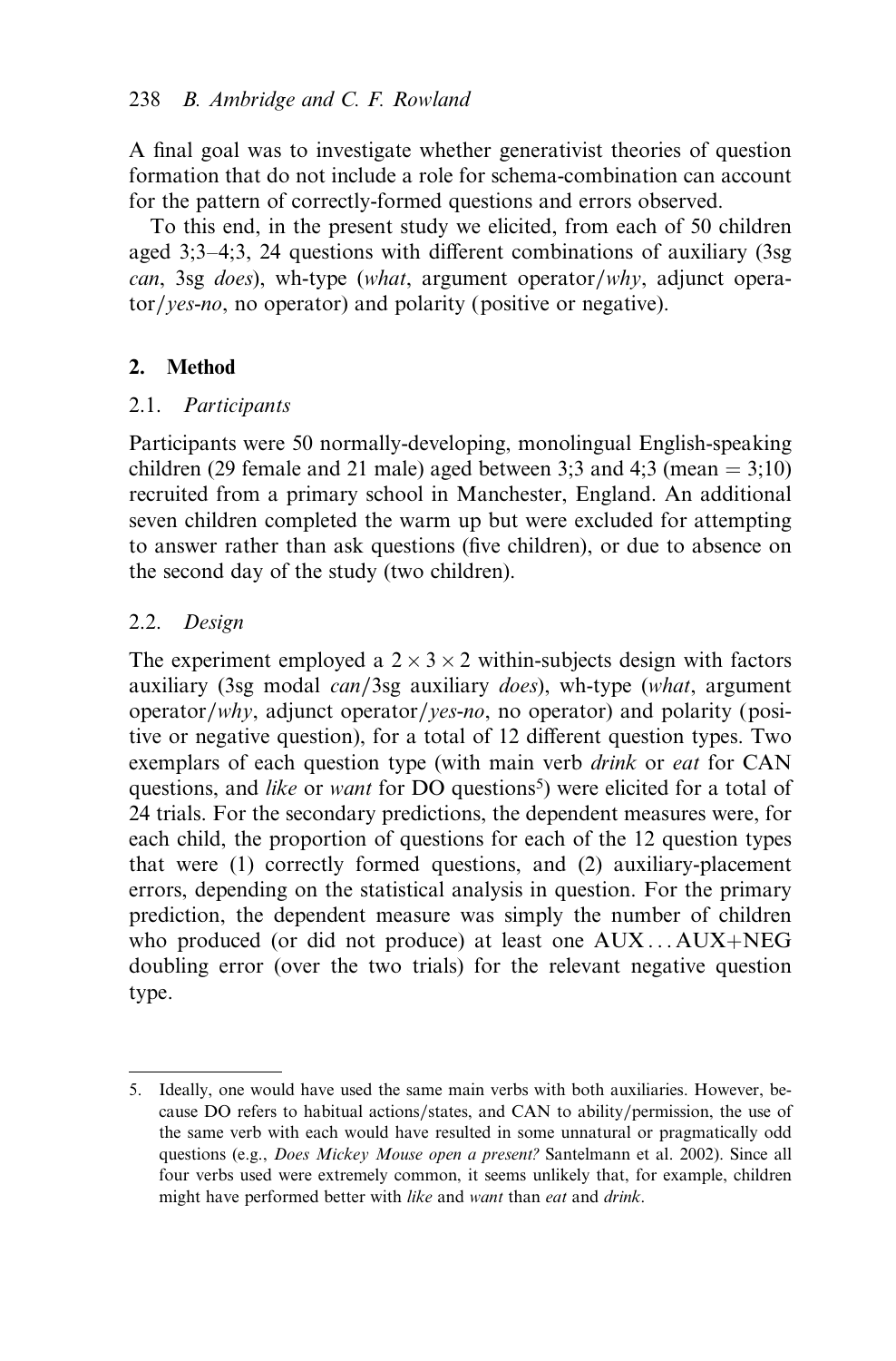A final goal was to investigate whether generativist theories of question formation that do not include a role for schema-combination can account for the pattern of correctly-formed questions and errors observed.

To this end, in the present study we elicited, from each of 50 children aged 3;3–4;3, 24 questions with different combinations of auxiliary (3sg *can*, 3sg *does*), wh-type (*what*, argument operator/*why*, adjunct operator/*yes-no*, no operator) and polarity (positive or negative).

## 2. Method

### 2.1. *Participants*

Participants were 50 normally-developing, monolingual English-speaking children (29 female and 21 male) aged between 3;3 and 4;3 (mean = 3;10) recruited from a primary school in Manchester, England. An additional seven children completed the warm up but were excluded for attempting to answer rather than ask questions (five children), or due to absence on the second day of the study (two children).

### 2.2. *Design*

The experiment employed a $2 \times 3 \times 2$ within-subjects design with factors auxiliary (3sg modal *can*/3sg auxiliary *does*), wh-type (*what*, argument operator/*why*, adjunct operator/*yes-no*, no operator) and polarity (positive or negative question), for a total of 12 different question types. Two exemplars of each question type (with main verb *drink* or *eat* for CAN questions, and *like* or *want* for DO questions[5]) were elicited for a total of 24 trials. For the secondary predictions, the dependent measures were, for each child, the proportion of questions for each of the 12 question types that were (1) correctly formed questions, and (2) auxiliary-placement errors, depending on the statistical analysis in question. For the primary prediction, the dependent measure was simply the number of children who produced (or did not produce) at least one AUX... AUX+NEG doubling error (over the two trials) for the relevant negative question type.

---

5. Ideally, one would have used the same main verbs with both auxiliaries. However, because DO refers to habitual actions/states, and CAN to ability/permission, the use of the same verb with each would have resulted in some unnatural or pragmatically odd questions (e.g., *Does Mickey Mouse open a present?* Santelmann et al. 2002). Since all four verbs used were extremely common, it seems unlikely that, for example, children might have performed better with *like* and *want* than *eat* and *drink*.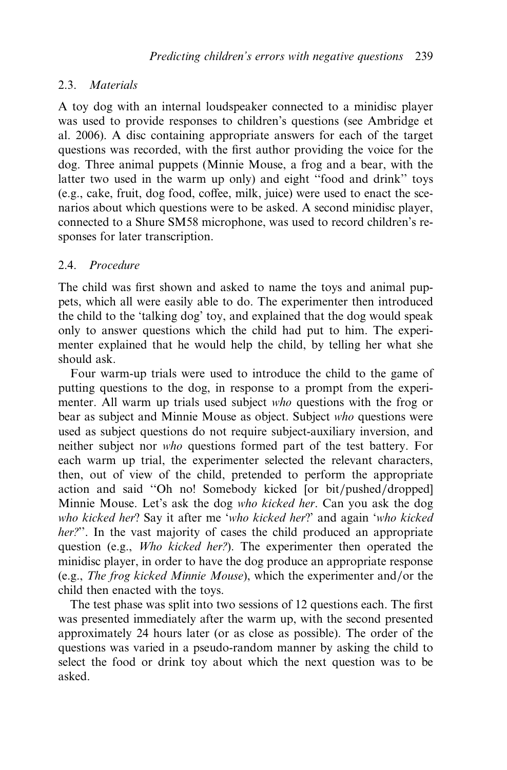### 2.3. *Materials*

A toy dog with an internal loudspeaker connected to a minidisc player was used to provide responses to children's questions (see Ambridge et al. 2006). A disc containing appropriate answers for each of the target questions was recorded, with the first author providing the voice for the dog. Three animal puppets (Minnie Mouse, a frog and a bear, with the latter two used in the warm up only) and eight "food and drink" toys (e.g., cake, fruit, dog food, coffee, milk, juice) were used to enact the scenarios about which questions were to be asked. A second minidisc player, connected to a Shure SM58 microphone, was used to record children's responses for later transcription.

### 2.4. *Procedure*

The child was first shown and asked to name the toys and animal puppets, which all were easily able to do. The experimenter then introduced the child to the 'talking dog' toy, and explained that the dog would speak only to answer questions which the child had put to him. The experimenter explained that he would help the child, by telling her what she should ask.

Four warm-up trials were used to introduce the child to the game of putting questions to the dog, in response to a prompt from the experimenter. All warm up trials used subject *who* questions with the frog or bear as subject and Minnie Mouse as object. Subject *who* questions were used as subject questions do not require subject-auxiliary inversion, and neither subject nor *who* questions formed part of the test battery. For each warm up trial, the experimenter selected the relevant characters, then, out of view of the child, pretended to perform the appropriate action and said "Oh no! Somebody kicked [or bit/pushed/dropped] Minnie Mouse. Let's ask the dog *who kicked her*. Can you ask the dog *who kicked her*? Say it after me '*who kicked her*?' and again '*who kicked her?*'". In the vast majority of cases the child produced an appropriate question (e.g., *Who kicked her?*). The experimenter then operated the minidisc player, in order to have the dog produce an appropriate response (e.g., *The frog kicked Minnie Mouse*), which the experimenter and/or the child then enacted with the toys.

The test phase was split into two sessions of 12 questions each. The first was presented immediately after the warm up, with the second presented approximately 24 hours later (or as close as possible). The order of the questions was varied in a pseudo-random manner by asking the child to select the food or drink toy about which the next question was to be asked.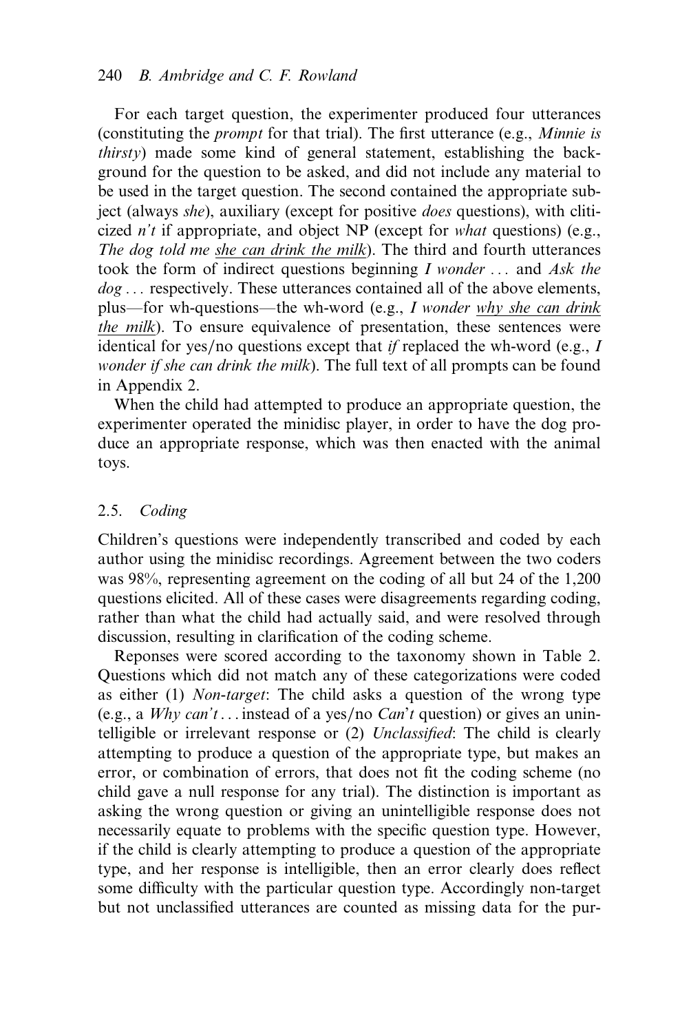For each target question, the experimenter produced four utterances (constituting the *prompt* for that trial). The first utterance (e.g., *Minnie is thirsty*) made some kind of general statement, establishing the background for the question to be asked, and did not include any material to be used in the target question. The second contained the appropriate subject (always *she*), auxiliary (except for positive *does* questions), with cliticized *n't* if appropriate, and object NP (except for *what* questions) (e.g., *The dog told me <u>she can drink the milk</u>*). The third and fourth utterances took the form of indirect questions beginning *I wonder* ... and *Ask the dog* ... respectively. These utterances contained all of the above elements, plus—for wh-questions—the wh-word (e.g., *I wonder <u>why she can drink the milk</u>*). To ensure equivalence of presentation, these sentences were identical for yes/no questions except that *if* replaced the wh-word (e.g., *I wonder if she can drink the milk*). The full text of all prompts can be found in Appendix 2.

When the child had attempted to produce an appropriate question, the experimenter operated the minidisc player, in order to have the dog produce an appropriate response, which was then enacted with the animal toys.

### 2.5. *Coding*

Children's questions were independently transcribed and coded by each author using the minidisc recordings. Agreement between the two coders was 98%, representing agreement on the coding of all but 24 of the 1,200 questions elicited. All of these cases were disagreements regarding coding, rather than what the child had actually said, and were resolved through discussion, resulting in clarification of the coding scheme.

Reponses were scored according to the taxonomy shown in Table 2. Questions which did not match any of these categorizations were coded as either (1) *Non-target*: The child asks a question of the wrong type (e.g., a *Why can't* ... instead of a yes/no *Can't* question) or gives an unintelligible or irrelevant response or (2) *Unclassified*: The child is clearly attempting to produce a question of the appropriate type, but makes an error, or combination of errors, that does not fit the coding scheme (no child gave a null response for any trial). The distinction is important as asking the wrong question or giving an unintelligible response does not necessarily equate to problems with the specific question type. However, if the child is clearly attempting to produce a question of the appropriate type, and her response is intelligible, then an error clearly does reflect some difficulty with the particular question type. Accordingly non-target but not unclassified utterances are counted as missing data for the pur-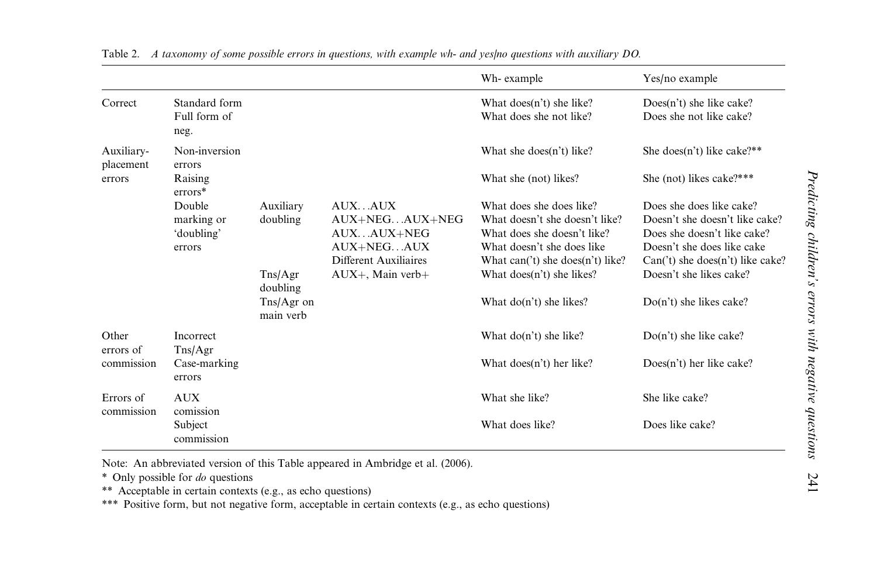Table 2. *A taxonomy of some possible errors in questions, with example wh- and yes/no questions with auxiliary DO.*

| | | | | Wh- example | Yes/no example |
|---|---|---|---|---|---|
| Correct | Standard form | | | What does(n't) she like? | Does(n't) she like cake? |
| | Full form of neg. | | | What does she not like? | Does she not like cake? |
| Auxiliary-placement errors | Non-inversion errors | | | What she does(n't) like? | She does(n't) like cake?** |
| | Raising errors* | | | What she (not) likes? | She (not) likes cake?*** |
| | Double marking or 'doubling' errors | Auxiliary doubling | AUX…AUX | What does she does like? | Does she does like cake? |
| | | | AUX+NEG…AUX+NEG | What doesn't she doesn't like? | Doesn't she doesn't like cake? |
| | | | AUX…AUX+NEG | What does she doesn't like? | Does she doesn't like cake? |
| | | | AUX+NEG…AUX | What doesn't she does like | Doesn't she does like cake |
| | | | Different Auxiliaires | What can('t) she does(n't) like? | Can('t) she does(n't) like cake? |
| | | Tns/Agr doubling | AUX+, Main verb+ | What does(n't) she likes? | Doesn't she likes cake? |
| | | Tns/Agr on main verb | | What do(n't) she likes? | Do(n't) she likes cake? |
| Other errors of commission | Incorrect Tns/Agr | | | What do(n't) she like? | Do(n't) she like cake? |
| | Case-marking errors | | | What does(n't) her like? | Does(n't) her like cake? |
| Errors of commission | AUX comission | | | What she like? | She like cake? |
| | Subject commission | | | What does like? | Does like cake? |

Note: An abbreviated version of this Table appeared in Ambridge et al. (2006).

\* Only possible for *do* questions

\** Acceptable in certain contexts (e.g., as echo questions)

\*** Positive form, but not negative form, acceptable in certain contexts (e.g., as echo questions)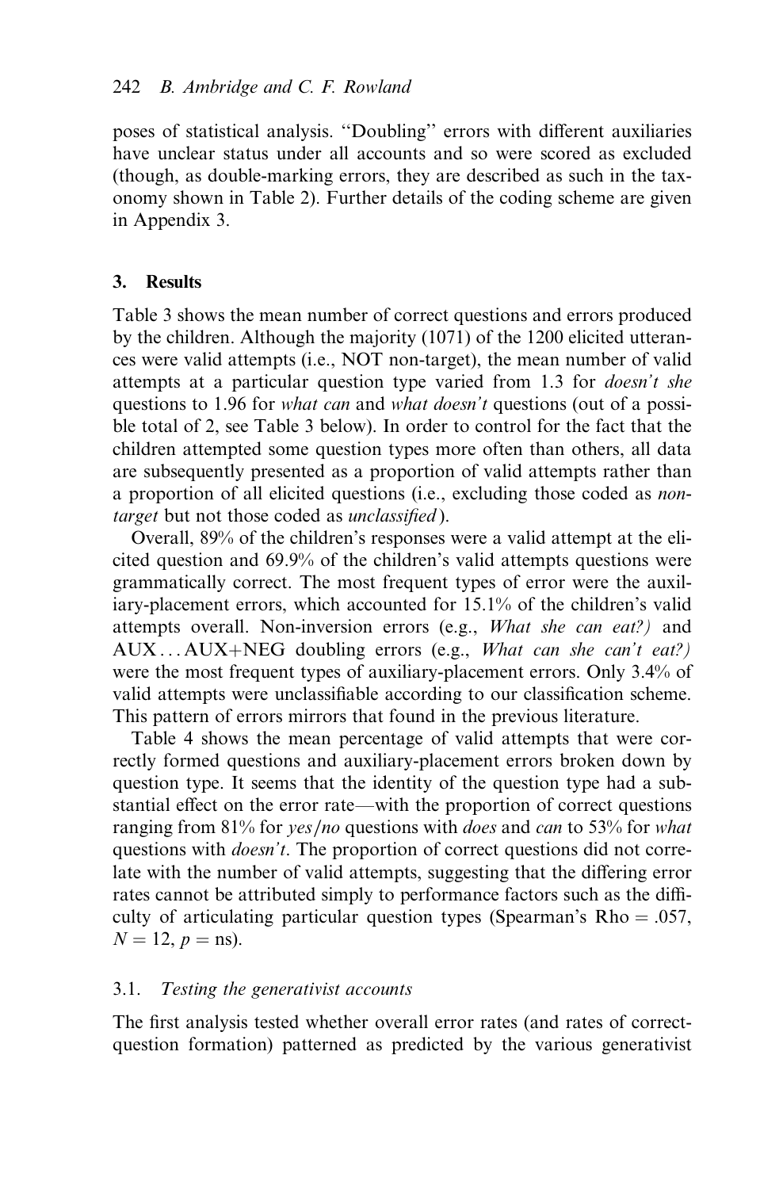poses of statistical analysis. "Doubling" errors with different auxiliaries have unclear status under all accounts and so were scored as excluded (though, as double-marking errors, they are described as such in the taxonomy shown in Table 2). Further details of the coding scheme are given in Appendix 3.

## 3. Results

Table 3 shows the mean number of correct questions and errors produced by the children. Although the majority (1071) of the 1200 elicited utterances were valid attempts (i.e., NOT non-target), the mean number of valid attempts at a particular question type varied from 1.3 for *doesn't she* questions to 1.96 for *what can* and *what doesn't* questions (out of a possible total of 2, see Table 3 below). In order to control for the fact that the children attempted some question types more often than others, all data are subsequently presented as a proportion of valid attempts rather than a proportion of all elicited questions (i.e., excluding those coded as *non-target* but not those coded as *unclassified*).

Overall, 89% of the children's responses were a valid attempt at the elicited question and 69.9% of the children's valid attempts questions were grammatically correct. The most frequent types of error were the auxiliary-placement errors, which accounted for 15.1% of the children's valid attempts overall. Non-inversion errors (e.g., *What she can eat?)* and AUX...AUX+NEG doubling errors (e.g., *What can she can't eat?)* were the most frequent types of auxiliary-placement errors. Only 3.4% of valid attempts were unclassifiable according to our classification scheme. This pattern of errors mirrors that found in the previous literature.

Table 4 shows the mean percentage of valid attempts that were correctly formed questions and auxiliary-placement errors broken down by question type. It seems that the identity of the question type had a substantial effect on the error rate—with the proportion of correct questions ranging from 81% for *yes/no* questions with *does* and *can* to 53% for *what* questions with *doesn't*. The proportion of correct questions did not correlate with the number of valid attempts, suggesting that the differing error rates cannot be attributed simply to performance factors such as the difficulty of articulating particular question types (Spearman's Rho = .057, $N = 12$, $p =$ ns).

### 3.1. *Testing the generativist accounts*

The first analysis tested whether overall error rates (and rates of correct-question formation) patterned as predicted by the various generativist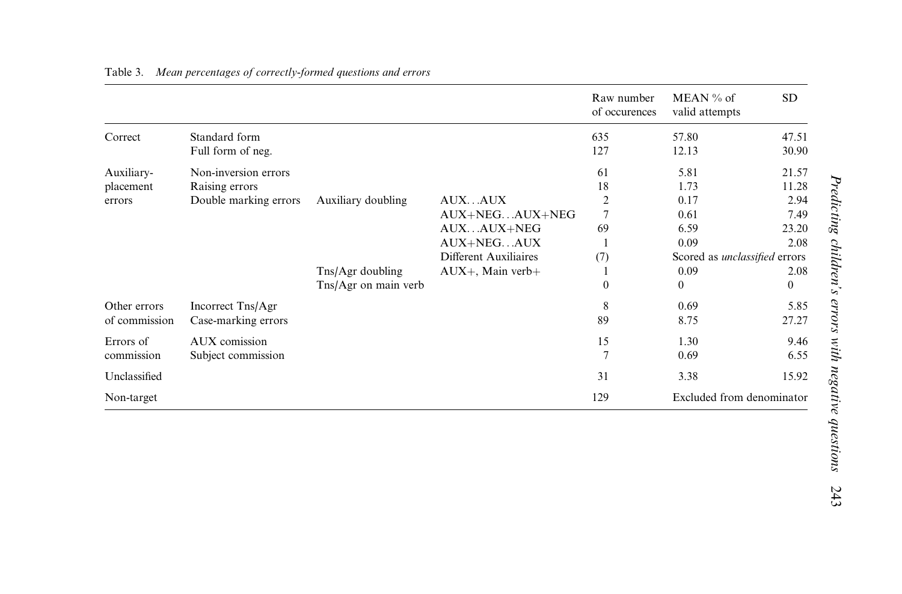Table 3. *Mean percentages of correctly-formed questions and errors*

| | | | | Raw number of occurences | MEAN % of valid attempts | SD |
|---|---|---|---|---|---|---|
| Correct | Standard form | | | 635 | 57.80 | 47.51 |
| | Full form of neg. | | | 127 | 12.13 | 30.90 |
| Auxiliary-placement errors | Non-inversion errors | | | 61 | 5.81 | 21.57 |
| | Raising errors | | | 18 | 1.73 | 11.28 |
| | Double marking errors | Auxiliary doubling | AUX…AUX | 2 | 0.17 | 2.94 |
| | | | AUX+NEG…AUX+NEG | 7 | 0.61 | 7.49 |
| | | | AUX…AUX+NEG | 69 | 6.59 | 23.20 |
| | | | AUX+NEG…AUX | 1 | 0.09 | 2.08 |
| | | | Different Auxiliaires | (7) | Scored as *unclassified* errors | |
| | | Tns/Agr doubling | AUX+, Main verb+ | 1 | 0.09 | 2.08 |
| | | Tns/Agr on main verb | | 0 | 0 | 0 |
| Other errors of commission | Incorrect Tns/Agr | | | 8 | 0.69 | 5.85 |
| | Case-marking errors | | | 89 | 8.75 | 27.27 |
| Errors of commission | AUX comission | | | 15 | 1.30 | 9.46 |
| | Subject commission | | | 7 | 0.69 | 6.55 |
| Unclassified | | | | 31 | 3.38 | 15.92 |
| Non-target | | | | 129 | Excluded from denominator | |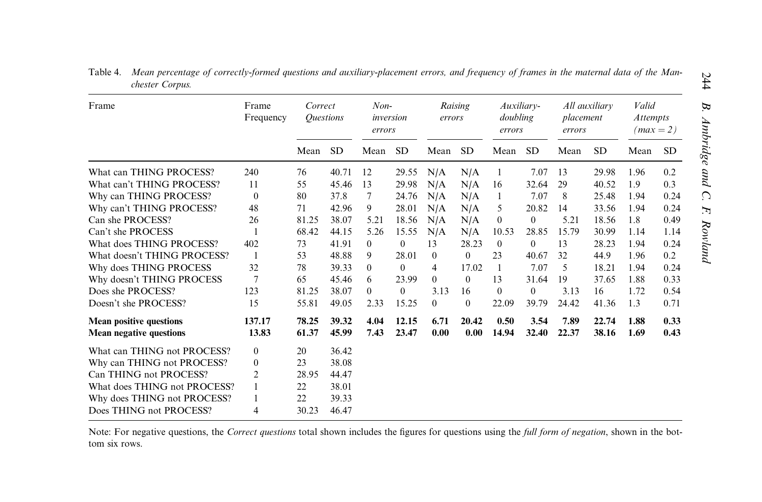Table 4. *Mean percentage of correctly-formed questions and auxiliary-placement errors, and frequency of frames in the maternal data of the Manchester Corpus.*

| Frame | Frame Frequency | *Correct Questions* | | *Non-inversion errors* | | *Raising errors* | | *Auxiliary-doubling errors* | | *All auxiliary placement errors* | | *Valid Attempts (max = 2)* | |
|---|---|---|---|---|---|---|---|---|---|---|---|---|---|
| | | Mean | SD | Mean | SD | Mean | SD | Mean | SD | Mean | SD | Mean | SD |
| What can THING PROCESS? | 240 | 76 | 40.71 | 12 | 29.55 | N/A | N/A | 1 | 7.07 | 13 | 29.98 | 1.96 | 0.2 |
| What can't THING PROCESS? | 11 | 55 | 45.46 | 13 | 29.98 | N/A | N/A | 16 | 32.64 | 29 | 40.52 | 1.9 | 0.3 |
| Why can THING PROCESS? | 0 | 80 | 37.8 | 7 | 24.76 | N/A | N/A | 1 | 7.07 | 8 | 25.48 | 1.94 | 0.24 |
| Why can't THING PROCESS? | 48 | 71 | 42.96 | 9 | 28.01 | N/A | N/A | 5 | 20.82 | 14 | 33.56 | 1.94 | 0.24 |
| Can she PROCESS? | 26 | 81.25 | 38.07 | 5.21 | 18.56 | N/A | N/A | 0 | 0 | 5.21 | 18.56 | 1.8 | 0.49 |
| Can't she PROCESS | 1 | 68.42 | 44.15 | 5.26 | 15.55 | N/A | N/A | 10.53 | 28.85 | 15.79 | 30.99 | 1.14 | 1.14 |
| What does THING PROCESS? | 402 | 73 | 41.91 | 0 | 0 | 13 | 28.23 | 0 | 0 | 13 | 28.23 | 1.94 | 0.24 |
| What doesn't THING PROCESS? | 1 | 53 | 48.88 | 9 | 28.01 | 0 | 0 | 23 | 40.67 | 32 | 44.9 | 1.96 | 0.2 |
| Why does THING PROCESS | 32 | 78 | 39.33 | 0 | 0 | 4 | 17.02 | 1 | 7.07 | 5 | 18.21 | 1.94 | 0.24 |
| Why doesn't THING PROCESS | 7 | 65 | 45.46 | 6 | 23.99 | 0 | 0 | 13 | 31.64 | 19 | 37.65 | 1.88 | 0.33 |
| Does she PROCESS? | 123 | 81.25 | 38.07 | 0 | 0 | 3.13 | 16 | 0 | 0 | 3.13 | 16 | 1.72 | 0.54 |
| Doesn't she PROCESS? | 15 | 55.81 | 49.05 | 2.33 | 15.25 | 0 | 0 | 22.09 | 39.79 | 24.42 | 41.36 | 1.3 | 0.71 |
| **Mean positive questions** | **137.17** | **78.25** | **39.32** | **4.04** | **12.15** | **6.71** | **20.42** | **0.50** | **3.54** | **7.89** | **22.74** | **1.88** | **0.33** |
| **Mean negative questions** | **13.83** | **61.37** | **45.99** | **7.43** | **23.47** | **0.00** | **0.00** | **14.94** | **32.40** | **22.37** | **38.16** | **1.69** | **0.43** |
| What can THING not PROCESS? | 0 | 20 | 36.42 | | | | | | | | | | |
| Why can THING not PROCESS? | 0 | 23 | 38.08 | | | | | | | | | | |
| Can THING not PROCESS? | 2 | 28.95 | 44.47 | | | | | | | | | | |
| What does THING not PROCESS? | 1 | 22 | 38.01 | | | | | | | | | | |
| Why does THING not PROCESS? | 1 | 22 | 39.33 | | | | | | | | | | |
| Does THING not PROCESS? | 4 | 30.23 | 46.47 | | | | | | | | | | |

Note: For negative questions, the *Correct questions* total shown includes the figures for questions using the *full form of negation*, shown in the bottom six rows.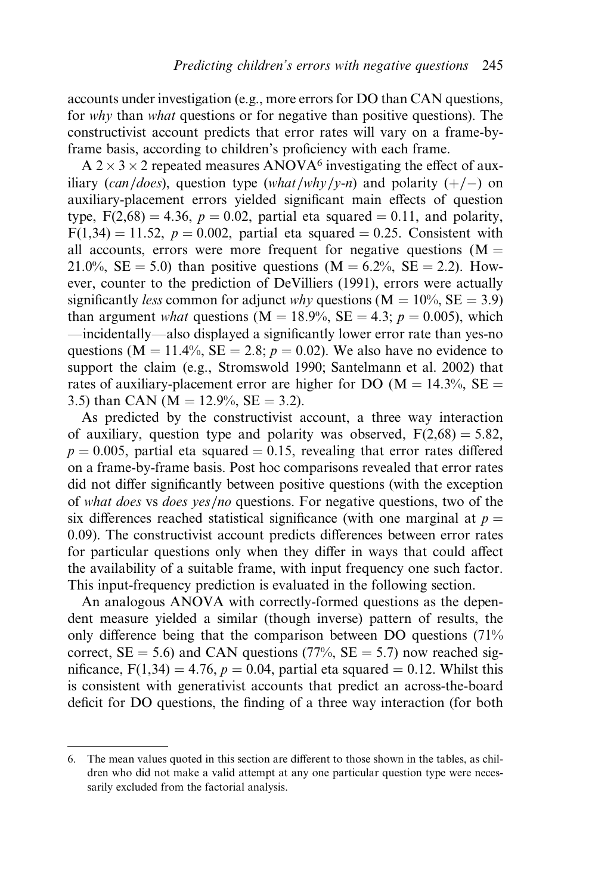accounts under investigation (e.g., more errors for DO than CAN questions, for *why* than *what* questions or for negative than positive questions). The constructivist account predicts that error rates will vary on a frame-by-frame basis, according to children's proficiency with each frame.

A $2 \times 3 \times 2$ repeated measures ANOVA[6] investigating the effect of auxiliary (*can*/*does*), question type (*what*/*why*/*y-n*) and polarity (+/−) on auxiliary-placement errors yielded significant main effects of question type, $F(2,68) = 4.36$, $p = 0.02$, partial eta squared = 0.11, and polarity, $F(1,34) = 11.52$, $p = 0.002$, partial eta squared = 0.25. Consistent with all accounts, errors were more frequent for negative questions (M = 21.0%, SE = 5.0) than positive questions (M = 6.2%, SE = 2.2). However, counter to the prediction of DeVilliers (1991), errors were actually significantly *less* common for adjunct *why* questions (M = 10%, SE = 3.9) than argument *what* questions (M = 18.9%, SE = 4.3; $p = 0.005$), which —incidentally—also displayed a significantly lower error rate than yes-no questions (M = 11.4%, SE = 2.8; $p = 0.02$). We also have no evidence to support the claim (e.g., Stromswold 1990; Santelmann et al. 2002) that rates of auxiliary-placement error are higher for DO (M = 14.3%, SE = 3.5) than CAN (M = 12.9%, SE = 3.2).

As predicted by the constructivist account, a three way interaction of auxiliary, question type and polarity was observed, $F(2,68) = 5.82$, $p = 0.005$, partial eta squared = 0.15, revealing that error rates differed on a frame-by-frame basis. Post hoc comparisons revealed that error rates did not differ significantly between positive questions (with the exception of *what does* vs *does yes/no* questions. For negative questions, two of the six differences reached statistical significance (with one marginal at $p = 0.09$). The constructivist account predicts differences between error rates for particular questions only when they differ in ways that could affect the availability of a suitable frame, with input frequency one such factor. This input-frequency prediction is evaluated in the following section.

An analogous ANOVA with correctly-formed questions as the dependent measure yielded a similar (though inverse) pattern of results, the only difference being that the comparison between DO questions (71% correct, SE = 5.6) and CAN questions (77%, SE = 5.7) now reached significance, $F(1,34) = 4.76$, $p = 0.04$, partial eta squared = 0.12. Whilst this is consistent with generativist accounts that predict an across-the-board deficit for DO questions, the finding of a three way interaction (for both

6. The mean values quoted in this section are different to those shown in the tables, as children who did not make a valid attempt at any one particular question type were necessarily excluded from the factorial analysis.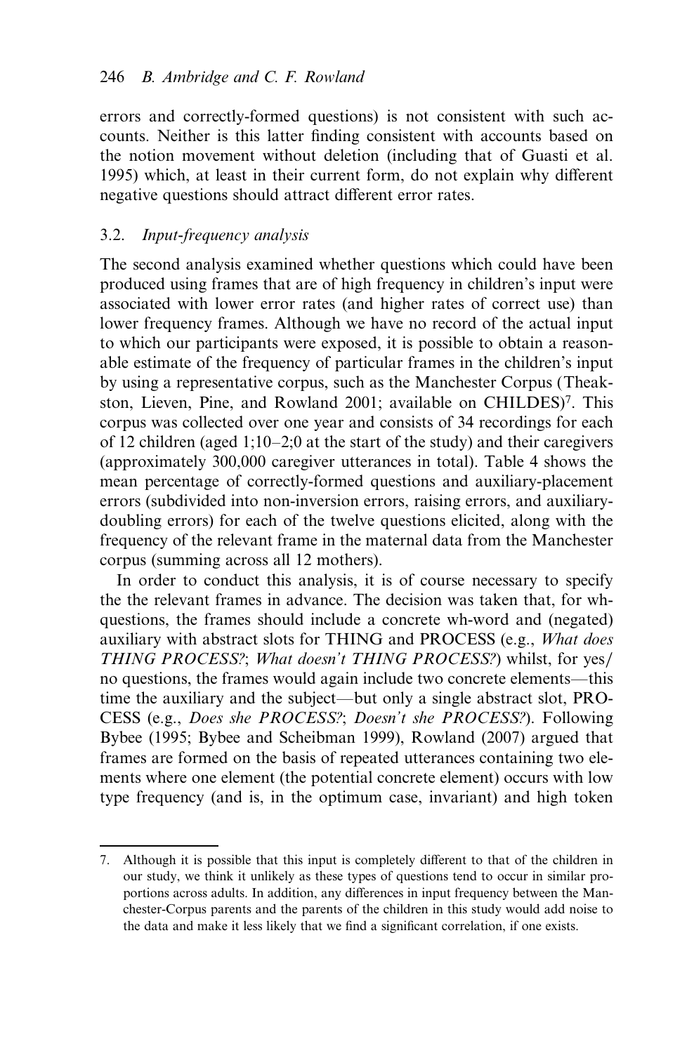errors and correctly-formed questions) is not consistent with such accounts. Neither is this latter finding consistent with accounts based on the notion movement without deletion (including that of Guasti et al. 1995) which, at least in their current form, do not explain why different negative questions should attract different error rates.

### 3.2. *Input-frequency analysis*

The second analysis examined whether questions which could have been produced using frames that are of high frequency in children's input were associated with lower error rates (and higher rates of correct use) than lower frequency frames. Although we have no record of the actual input to which our participants were exposed, it is possible to obtain a reasonable estimate of the frequency of particular frames in the children's input by using a representative corpus, such as the Manchester Corpus (Theakston, Lieven, Pine, and Rowland 2001; available on CHILDES)[7]. This corpus was collected over one year and consists of 34 recordings for each of 12 children (aged 1;10–2;0 at the start of the study) and their caregivers (approximately 300,000 caregiver utterances in total). Table 4 shows the mean percentage of correctly-formed questions and auxiliary-placement errors (subdivided into non-inversion errors, raising errors, and auxiliary-doubling errors) for each of the twelve questions elicited, along with the frequency of the relevant frame in the maternal data from the Manchester corpus (summing across all 12 mothers).

In order to conduct this analysis, it is of course necessary to specify the the relevant frames in advance. The decision was taken that, for wh-questions, the frames should include a concrete wh-word and (negated) auxiliary with abstract slots for THING and PROCESS (e.g., *What does THING PROCESS?*; *What doesn't THING PROCESS?*) whilst, for yes/no questions, the frames would again include two concrete elements—this time the auxiliary and the subject—but only a single abstract slot, PROCESS (e.g., *Does she PROCESS?*; *Doesn't she PROCESS?*). Following Bybee (1995; Bybee and Scheibman 1999), Rowland (2007) argued that frames are formed on the basis of repeated utterances containing two elements where one element (the potential concrete element) occurs with low type frequency (and is, in the optimum case, invariant) and high token

---

7. Although it is possible that this input is completely different to that of the children in our study, we think it unlikely as these types of questions tend to occur in similar proportions across adults. In addition, any differences in input frequency between the Manchester-Corpus parents and the parents of the children in this study would add noise to the data and make it less likely that we find a significant correlation, if one exists.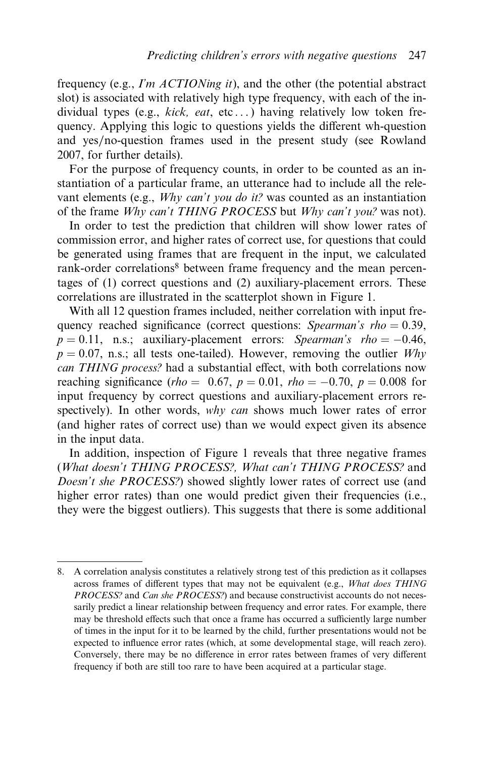frequency (e.g., *I'm ACTIONing it*), and the other (the potential abstract slot) is associated with relatively high type frequency, with each of the individual types (e.g., *kick, eat*, etc ...) having relatively low token frequency. Applying this logic to questions yields the different wh-question and yes/no-question frames used in the present study (see Rowland 2007, for further details).

For the purpose of frequency counts, in order to be counted as an instantiation of a particular frame, an utterance had to include all the relevant elements (e.g., *Why can't you do it?* was counted as an instantiation of the frame *Why can't THING PROCESS* but *Why can't you?* was not).

In order to test the prediction that children will show lower rates of commission error, and higher rates of correct use, for questions that could be generated using frames that are frequent in the input, we calculated rank-order correlations[8] between frame frequency and the mean percentages of (1) correct questions and (2) auxiliary-placement errors. These correlations are illustrated in the scatterplot shown in Figure 1.

With all 12 question frames included, neither correlation with input frequency reached significance (correct questions: *Spearman's* $rho = 0.39$, $p = 0.11$, n.s.; auxiliary-placement errors: *Spearman's* $rho = -0.46$, $p = 0.07$, n.s.; all tests one-tailed). However, removing the outlier *Why can THING process?* had a substantial effect, with both correlations now reaching significance ($rho = 0.67$, $p = 0.01$, $rho = -0.70$, $p = 0.008$ for input frequency by correct questions and auxiliary-placement errors respectively). In other words, *why can* shows much lower rates of error (and higher rates of correct use) than we would expect given its absence in the input data.

In addition, inspection of Figure 1 reveals that three negative frames (*What doesn't THING PROCESS?, What can't THING PROCESS?* and *Doesn't she PROCESS?*) showed slightly lower rates of correct use (and higher error rates) than one would predict given their frequencies (i.e., they were the biggest outliers). This suggests that there is some additional

8. A correlation analysis constitutes a relatively strong test of this prediction as it collapses across frames of different types that may not be equivalent (e.g., *What does THING PROCESS?* and *Can she PROCESS?*) and because constructivist accounts do not necessarily predict a linear relationship between frequency and error rates. For example, there may be threshold effects such that once a frame has occurred a sufficiently large number of times in the input for it to be learned by the child, further presentations would not be expected to influence error rates (which, at some developmental stage, will reach zero). Conversely, there may be no difference in error rates between frames of very different frequency if both are still too rare to have been acquired at a particular stage.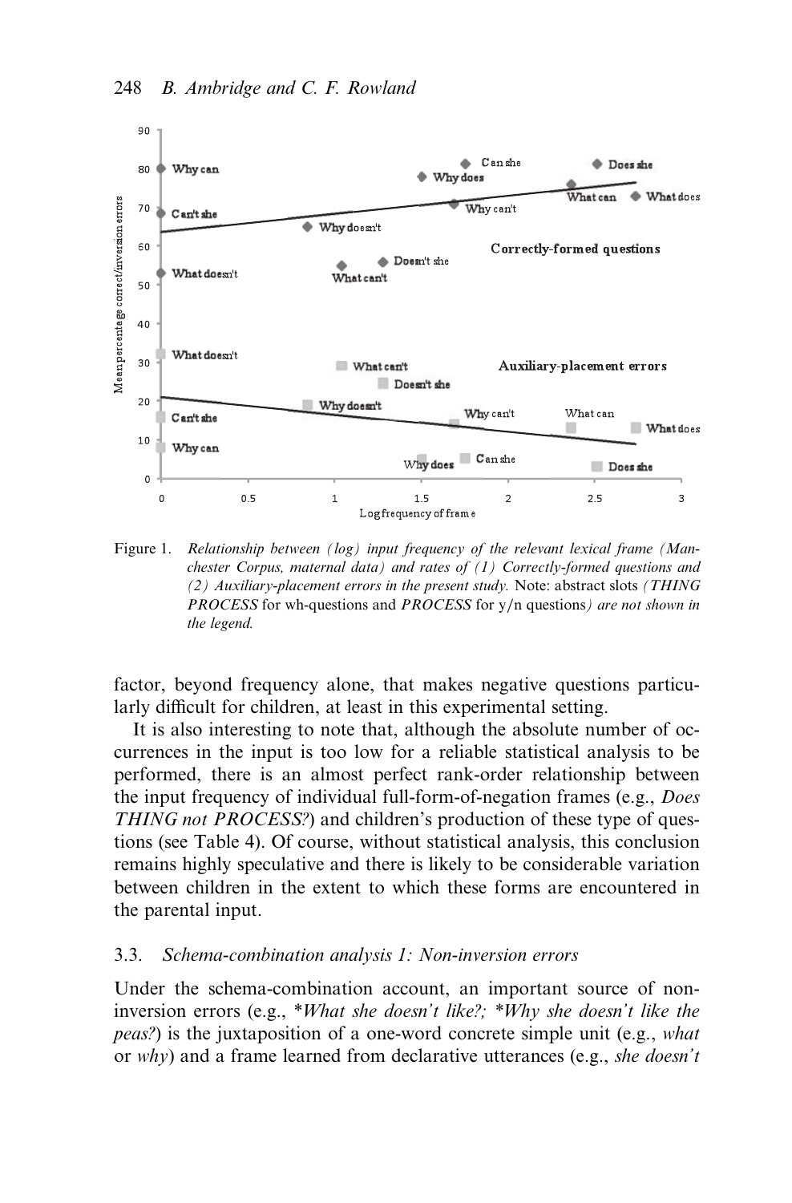Figure 1. *Relationship between (log) input frequency of the relevant lexical frame (Manchester Corpus, maternal data) and rates of (1) Correctly-formed questions and (2) Auxiliary-placement errors in the present study.* Note: abstract slots *(THING PROCESS* for wh-questions and *PROCESS* for y/n questions*) are not shown in the legend.*

factor, beyond frequency alone, that makes negative questions particularly difficult for children, at least in this experimental setting.

It is also interesting to note that, although the absolute number of occurrences in the input is too low for a reliable statistical analysis to be performed, there is an almost perfect rank-order relationship between the input frequency of individual full-form-of-negation frames (e.g., *Does THING not PROCESS?*) and children's production of these type of questions (see Table 4). Of course, without statistical analysis, this conclusion remains highly speculative and there is likely to be considerable variation between children in the extent to which these forms are encountered in the parental input.

### 3.3. *Schema-combination analysis 1: Non-inversion errors*

Under the schema-combination account, an important source of non-inversion errors (e.g., **What she doesn't like?; *Why she doesn't like the peas?*) is the juxtaposition of a one-word concrete simple unit (e.g., *what* or *why*) and a frame learned from declarative utterances (e.g., *she doesn't*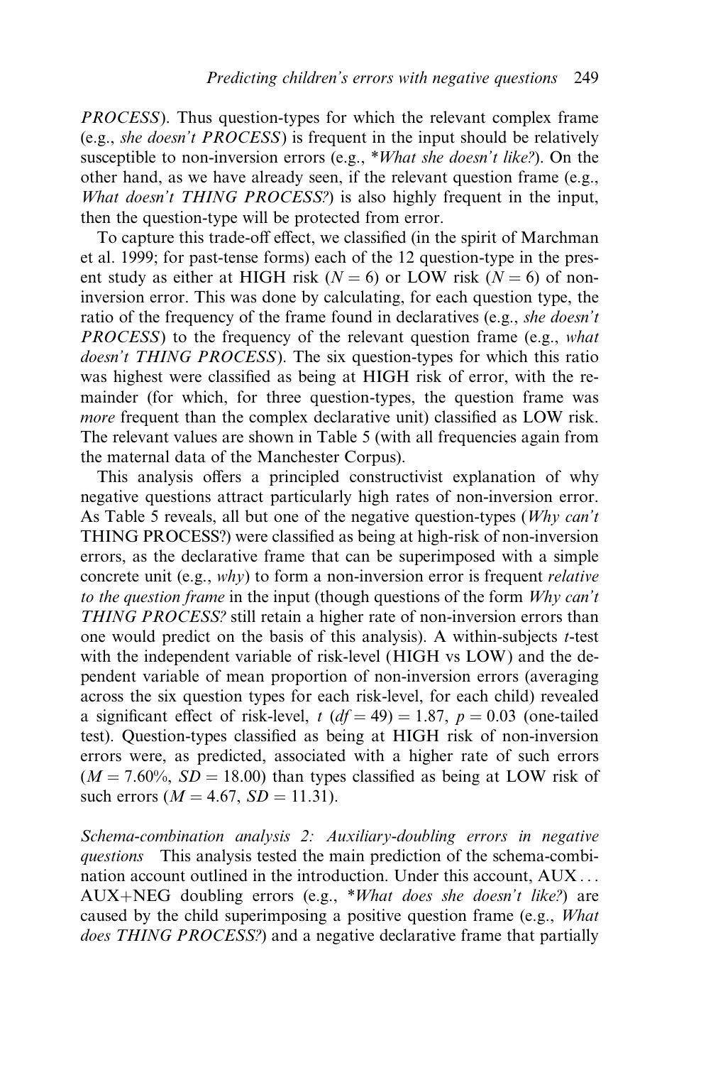*PROCESS*). Thus question-types for which the relevant complex frame (e.g., *she doesn't PROCESS*) is frequent in the input should be relatively susceptible to non-inversion errors (e.g., **What she doesn't like?*). On the other hand, as we have already seen, if the relevant question frame (e.g., *What doesn't THING PROCESS?*) is also highly frequent in the input, then the question-type will be protected from error.

To capture this trade-off effect, we classified (in the spirit of Marchman et al. 1999; for past-tense forms) each of the 12 question-type in the present study as either at HIGH risk ($N = 6$) or LOW risk ($N = 6$) of non-inversion error. This was done by calculating, for each question type, the ratio of the frequency of the frame found in declaratives (e.g., *she doesn't PROCESS*) to the frequency of the relevant question frame (e.g., *what doesn't THING PROCESS*). The six question-types for which this ratio was highest were classified as being at HIGH risk of error, with the remainder (for which, for three question-types, the question frame was *more* frequent than the complex declarative unit) classified as LOW risk. The relevant values are shown in Table 5 (with all frequencies again from the maternal data of the Manchester Corpus).

This analysis offers a principled constructivist explanation of why negative questions attract particularly high rates of non-inversion error. As Table 5 reveals, all but one of the negative question-types (*Why can't* THING PROCESS?) were classified as being at high-risk of non-inversion errors, as the declarative frame that can be superimposed with a simple concrete unit (e.g., *why*) to form a non-inversion error is frequent *relative to the question frame* in the input (though questions of the form *Why can't THING PROCESS?* still retain a higher rate of non-inversion errors than one would predict on the basis of this analysis). A within-subjects $t$-test with the independent variable of risk-level (HIGH vs LOW) and the dependent variable of mean proportion of non-inversion errors (averaging across the six question types for each risk-level, for each child) revealed a significant effect of risk-level, $t$ ($df = 49$) $= 1.87$, $p = 0.03$ (one-tailed test). Question-types classified as being at HIGH risk of non-inversion errors were, as predicted, associated with a higher rate of such errors ($M = 7.60\%$, $SD = 18.00$) than types classified as being at LOW risk of such errors ($M = 4.67$, $SD = 11.31$).

*Schema-combination analysis 2: Auxiliary-doubling errors in negative questions* This analysis tested the main prediction of the schema-combination account outlined in the introduction. Under this account, AUX... AUX+NEG doubling errors (e.g., **What does she doesn't like?*) are caused by the child superimposing a positive question frame (e.g., *What does THING PROCESS?*) and a negative declarative frame that partially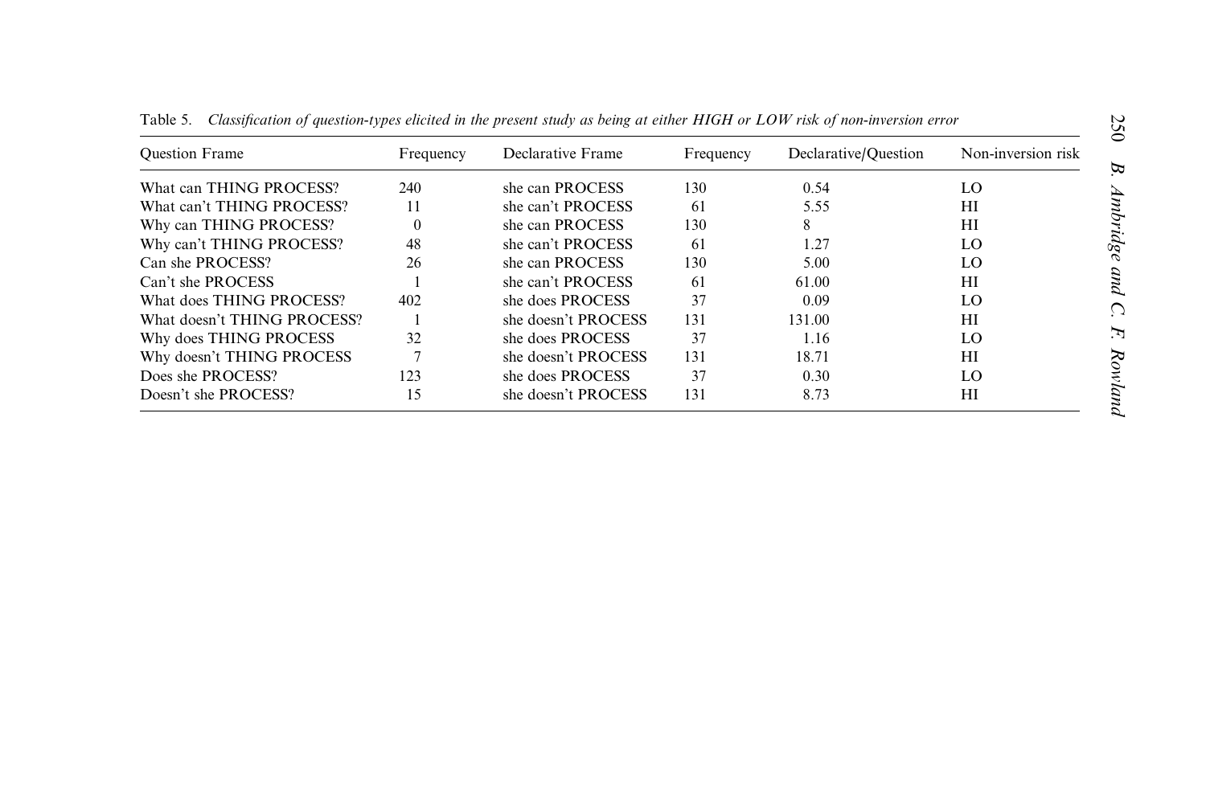Table 5. *Classification of question-types elicited in the present study as being at either HIGH or LOW risk of non-inversion error*

| Question Frame | Frequency | Declarative Frame | Frequency | Declarative/Question | Non-inversion risk |
|---|---|---|---|---|---|
| What can THING PROCESS? | 240 | she can PROCESS | 130 | 0.54 | LO |
| What can't THING PROCESS? | 11 | she can't PROCESS | 61 | 5.55 | HI |
| Why can THING PROCESS? | 0 | she can PROCESS | 130 | 8 | HI |
| Why can't THING PROCESS? | 48 | she can't PROCESS | 61 | 1.27 | LO |
| Can she PROCESS? | 26 | she can PROCESS | 130 | 5.00 | LO |
| Can't she PROCESS | 1 | she can't PROCESS | 61 | 61.00 | HI |
| What does THING PROCESS? | 402 | she does PROCESS | 37 | 0.09 | LO |
| What doesn't THING PROCESS? | 1 | she doesn't PROCESS | 131 | 131.00 | HI |
| Why does THING PROCESS | 32 | she does PROCESS | 37 | 1.16 | LO |
| Why doesn't THING PROCESS | 7 | she doesn't PROCESS | 131 | 18.71 | HI |
| Does she PROCESS? | 123 | she does PROCESS | 37 | 0.30 | LO |
| Doesn't she PROCESS? | 15 | she doesn't PROCESS | 131 | 8.73 | HI |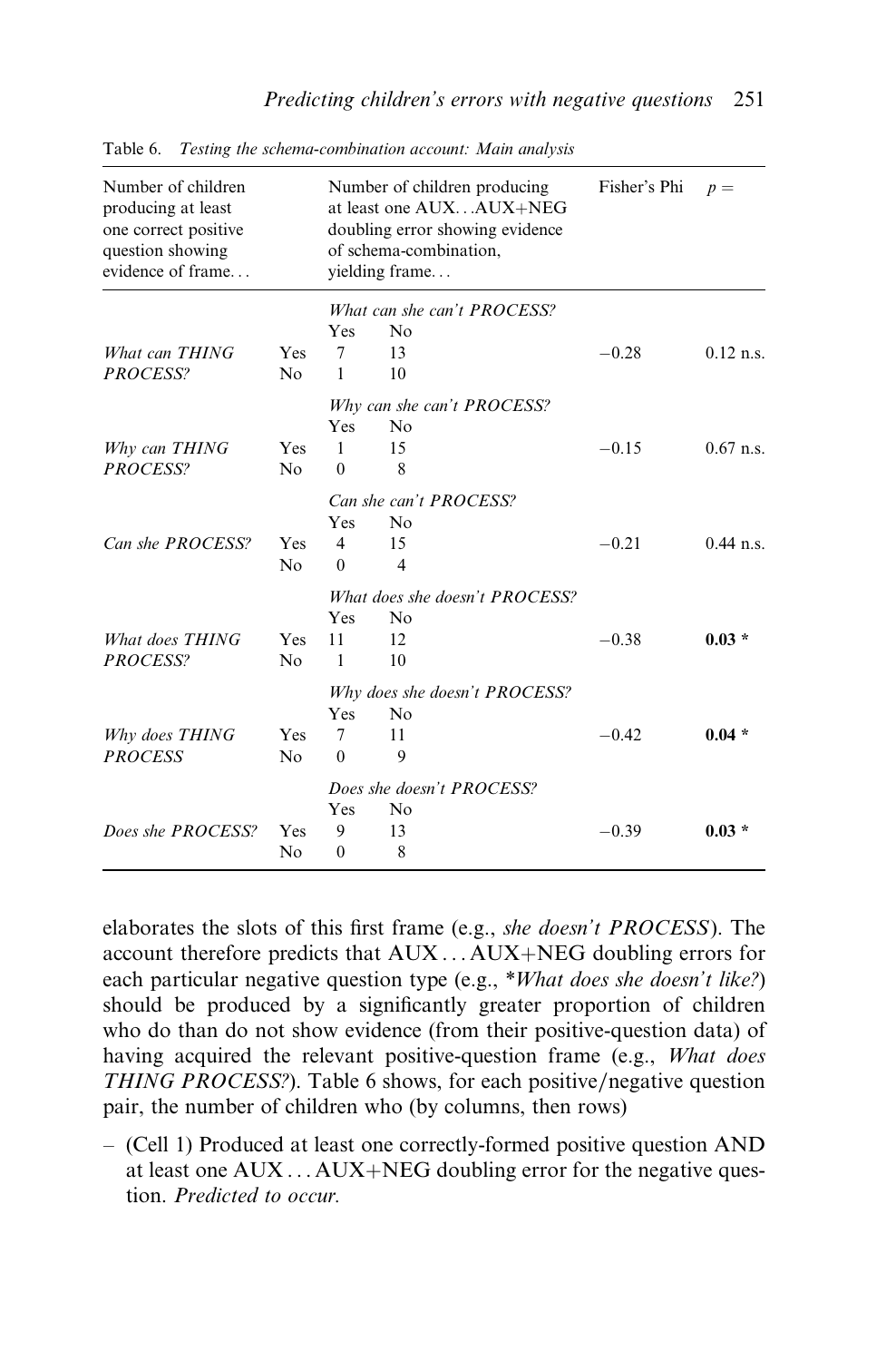Table 6. *Testing the schema-combination account: Main analysis*

| Number of children producing at least one correct positive question showing evidence of frame... | | Number of children producing at least one AUX...AUX+NEG doubling error showing evidence of schema-combination, yielding frame... | | Fisher's Phi | $p =$ |
|---|---|---|---|---|---|
| | | *What can she can't PROCESS?* | | | |
| | | Yes | No | | |
| *What can THING PROCESS?* | Yes | 7 | 13 | −0.28 | 0.12 n.s. |
| | No | 1 | 10 | | |
| | | *Why can she can't PROCESS?* | | | |
| | | Yes | No | | |
| *Why can THING PROCESS?* | Yes | 1 | 15 | −0.15 | 0.67 n.s. |
| | No | 0 | 8 | | |
| | | *Can she can't PROCESS?* | | | |
| | | Yes | No | | |
| *Can she PROCESS?* | Yes | 4 | 15 | −0.21 | 0.44 n.s. |
| | No | 0 | 4 | | |
| | | *What does she doesn't PROCESS?* | | | |
| | | Yes | No | | |
| *What does THING PROCESS?* | Yes | 11 | 12 | −0.38 | **0.03 *** |
| | No | 1 | 10 | | |
| | | *Why does she doesn't PROCESS?* | | | |
| | | Yes | No | | |
| *Why does THING PROCESS* | Yes | 7 | 11 | −0.42 | **0.04 *** |
| | No | 0 | 9 | | |
| | | *Does she doesn't PROCESS?* | | | |
| | | Yes | No | | |
| *Does she PROCESS?* | Yes | 9 | 13 | −0.39 | **0.03 *** |
| | No | 0 | 8 | | |

elaborates the slots of this first frame (e.g., *she doesn't PROCESS*). The account therefore predicts that AUX ... AUX+NEG doubling errors for each particular negative question type (e.g., \**What does she doesn't like?*) should be produced by a significantly greater proportion of children who do than do not show evidence (from their positive-question data) of having acquired the relevant positive-question frame (e.g., *What does THING PROCESS?*). Table 6 shows, for each positive/negative question pair, the number of children who (by columns, then rows)

– (Cell 1) Produced at least one correctly-formed positive question AND at least one AUX ... AUX+NEG doubling error for the negative question. *Predicted to occur.*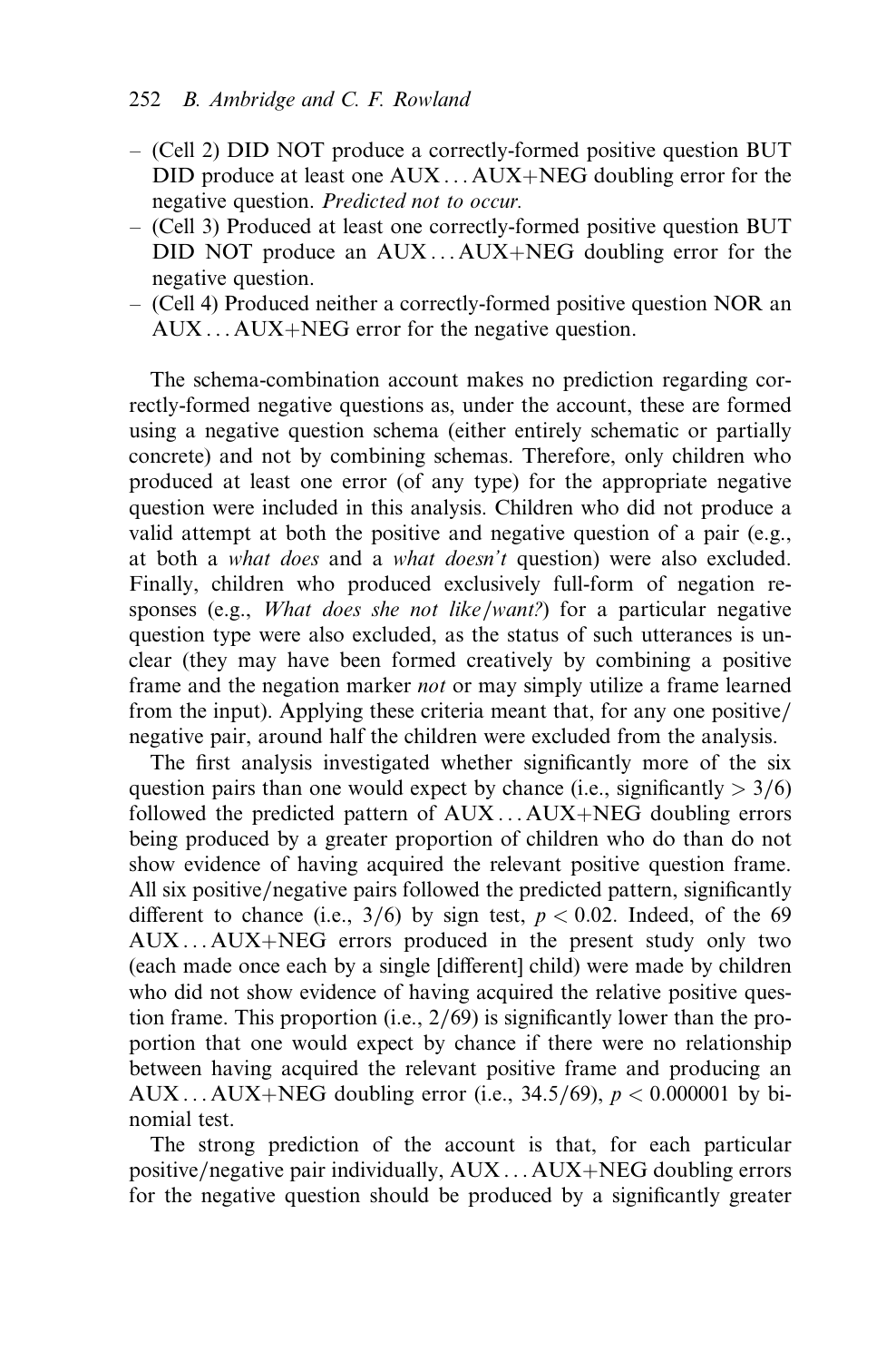– (Cell 2) DID NOT produce a correctly-formed positive question BUT DID produce at least one AUX … AUX+NEG doubling error for the negative question. *Predicted not to occur.*
– (Cell 3) Produced at least one correctly-formed positive question BUT DID NOT produce an AUX … AUX+NEG doubling error for the negative question.
– (Cell 4) Produced neither a correctly-formed positive question NOR an AUX … AUX+NEG error for the negative question.

The schema-combination account makes no prediction regarding correctly-formed negative questions as, under the account, these are formed using a negative question schema (either entirely schematic or partially concrete) and not by combining schemas. Therefore, only children who produced at least one error (of any type) for the appropriate negative question were included in this analysis. Children who did not produce a valid attempt at both the positive and negative question of a pair (e.g., at both a *what does* and a *what doesn't* question) were also excluded. Finally, children who produced exclusively full-form of negation responses (e.g., *What does she not like/want?*) for a particular negative question type were also excluded, as the status of such utterances is unclear (they may have been formed creatively by combining a positive frame and the negation marker *not* or may simply utilize a frame learned from the input). Applying these criteria meant that, for any one positive/negative pair, around half the children were excluded from the analysis.

The first analysis investigated whether significantly more of the six question pairs than one would expect by chance (i.e., significantly $> 3/6$) followed the predicted pattern of AUX … AUX+NEG doubling errors being produced by a greater proportion of children who do than do not show evidence of having acquired the relevant positive question frame. All six positive/negative pairs followed the predicted pattern, significantly different to chance (i.e., $3/6$) by sign test, $p < 0.02$. Indeed, of the 69 AUX … AUX+NEG errors produced in the present study only two (each made once each by a single [different] child) were made by children who did not show evidence of having acquired the relative positive question frame. This proportion (i.e., $2/69$) is significantly lower than the proportion that one would expect by chance if there were no relationship between having acquired the relevant positive frame and producing an AUX … AUX+NEG doubling error (i.e., $34.5/69$), $p < 0.000001$ by binomial test.

The strong prediction of the account is that, for each particular positive/negative pair individually, AUX … AUX+NEG doubling errors for the negative question should be produced by a significantly greater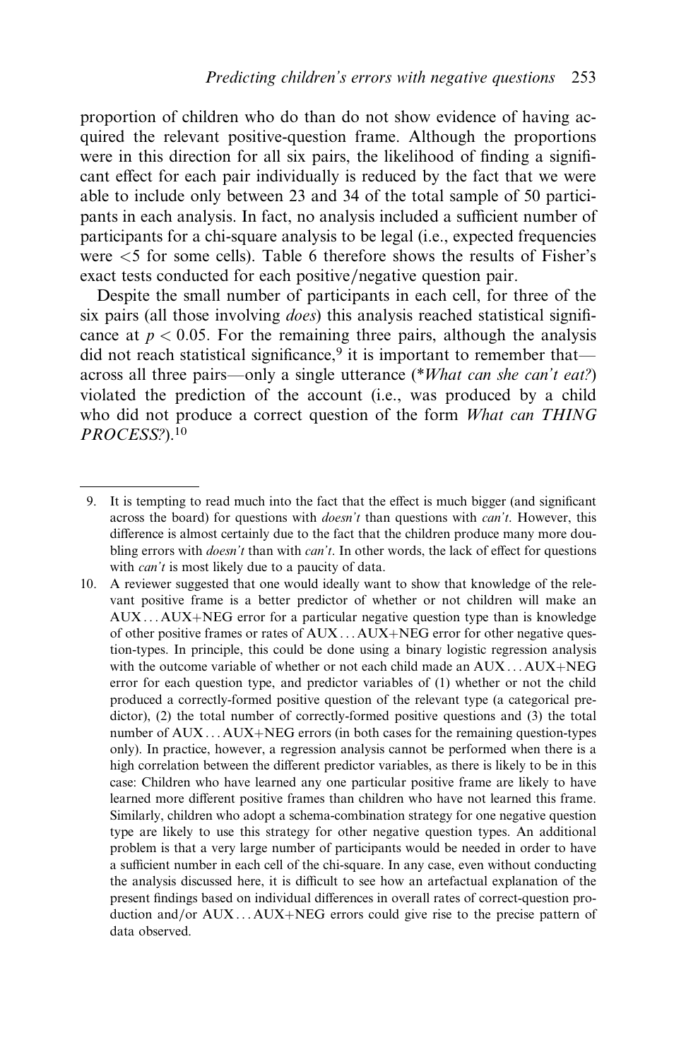proportion of children who do than do not show evidence of having acquired the relevant positive-question frame. Although the proportions were in this direction for all six pairs, the likelihood of finding a significant effect for each pair individually is reduced by the fact that we were able to include only between 23 and 34 of the total sample of 50 participants in each analysis. In fact, no analysis included a sufficient number of participants for a chi-square analysis to be legal (i.e., expected frequencies were <5 for some cells). Table 6 therefore shows the results of Fisher's exact tests conducted for each positive/negative question pair.

Despite the small number of participants in each cell, for three of the six pairs (all those involving *does*) this analysis reached statistical significance at $p < 0.05$. For the remaining three pairs, although the analysis did not reach statistical significance,[9] it is important to remember that—across all three pairs—only a single utterance (**What can she can't eat?*) violated the prediction of the account (i.e., was produced by a child who did not produce a correct question of the form *What can THING PROCESS?*).[10]

---

9. It is tempting to read much into the fact that the effect is much bigger (and significant across the board) for questions with *doesn't* than questions with *can't*. However, this difference is almost certainly due to the fact that the children produce many more doubling errors with *doesn't* than with *can't*. In other words, the lack of effect for questions with *can't* is most likely due to a paucity of data.

10. A reviewer suggested that one would ideally want to show that knowledge of the relevant positive frame is a better predictor of whether or not children will make an AUX...AUX+NEG error for a particular negative question type than is knowledge of other positive frames or rates of AUX...AUX+NEG error for other negative question-types. In principle, this could be done using a binary logistic regression analysis with the outcome variable of whether or not each child made an AUX...AUX+NEG error for each question type, and predictor variables of (1) whether or not the child produced a correctly-formed positive question of the relevant type (a categorical predictor), (2) the total number of correctly-formed positive questions and (3) the total number of AUX...AUX+NEG errors (in both cases for the remaining question-types only). In practice, however, a regression analysis cannot be performed when there is a high correlation between the different predictor variables, as there is likely to be in this case: Children who have learned any one particular positive frame are likely to have learned more different positive frames than children who have not learned this frame. Similarly, children who adopt a schema-combination strategy for one negative question type are likely to use this strategy for other negative question types. An additional problem is that a very large number of participants would be needed in order to have a sufficient number in each cell of the chi-square. In any case, even without conducting the analysis discussed here, it is difficult to see how an artefactual explanation of the present findings based on individual differences in overall rates of correct-question production and/or AUX...AUX+NEG errors could give rise to the precise pattern of data observed.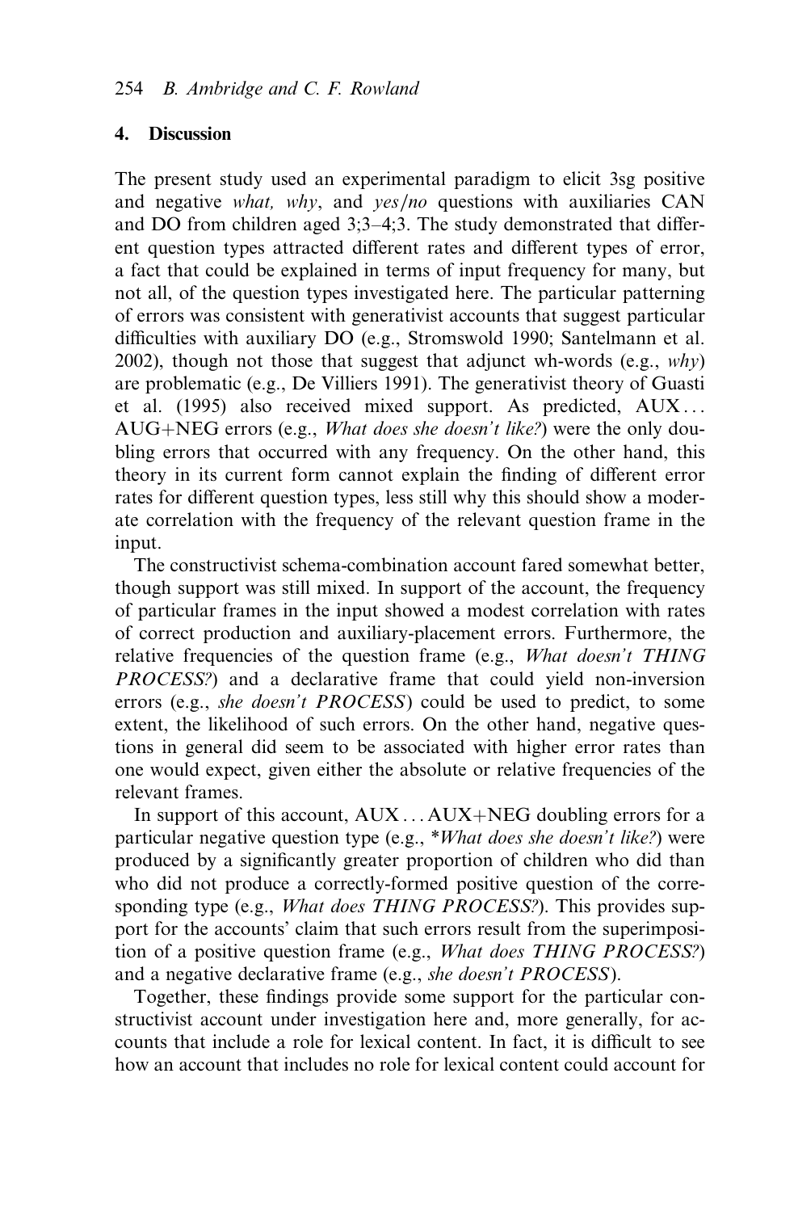## 4. Discussion

The present study used an experimental paradigm to elicit 3sg positive and negative *what, why*, and *yes/no* questions with auxiliaries CAN and DO from children aged 3;3–4;3. The study demonstrated that different question types attracted different rates and different types of error, a fact that could be explained in terms of input frequency for many, but not all, of the question types investigated here. The particular patterning of errors was consistent with generativist accounts that suggest particular difficulties with auxiliary DO (e.g., Stromswold 1990; Santelmann et al. 2002), though not those that suggest that adjunct wh-words (e.g., *why*) are problematic (e.g., De Villiers 1991). The generativist theory of Guasti et al. (1995) also received mixed support. As predicted, AUX... AUG+NEG errors (e.g., *What does she doesn't like?*) were the only doubling errors that occurred with any frequency. On the other hand, this theory in its current form cannot explain the finding of different error rates for different question types, less still why this should show a moderate correlation with the frequency of the relevant question frame in the input.

The constructivist schema-combination account fared somewhat better, though support was still mixed. In support of the account, the frequency of particular frames in the input showed a modest correlation with rates of correct production and auxiliary-placement errors. Furthermore, the relative frequencies of the question frame (e.g., *What doesn't THING PROCESS?*) and a declarative frame that could yield non-inversion errors (e.g., *she doesn't PROCESS*) could be used to predict, to some extent, the likelihood of such errors. On the other hand, negative questions in general did seem to be associated with higher error rates than one would expect, given either the absolute or relative frequencies of the relevant frames.

In support of this account, AUX... AUX+NEG doubling errors for a particular negative question type (e.g., **What does she doesn't like?*) were produced by a significantly greater proportion of children who did than who did not produce a correctly-formed positive question of the corresponding type (e.g., *What does THING PROCESS?*). This provides support for the accounts' claim that such errors result from the superimposition of a positive question frame (e.g., *What does THING PROCESS?*) and a negative declarative frame (e.g., *she doesn't PROCESS*).

Together, these findings provide some support for the particular constructivist account under investigation here and, more generally, for accounts that include a role for lexical content. In fact, it is difficult to see how an account that includes no role for lexical content could account for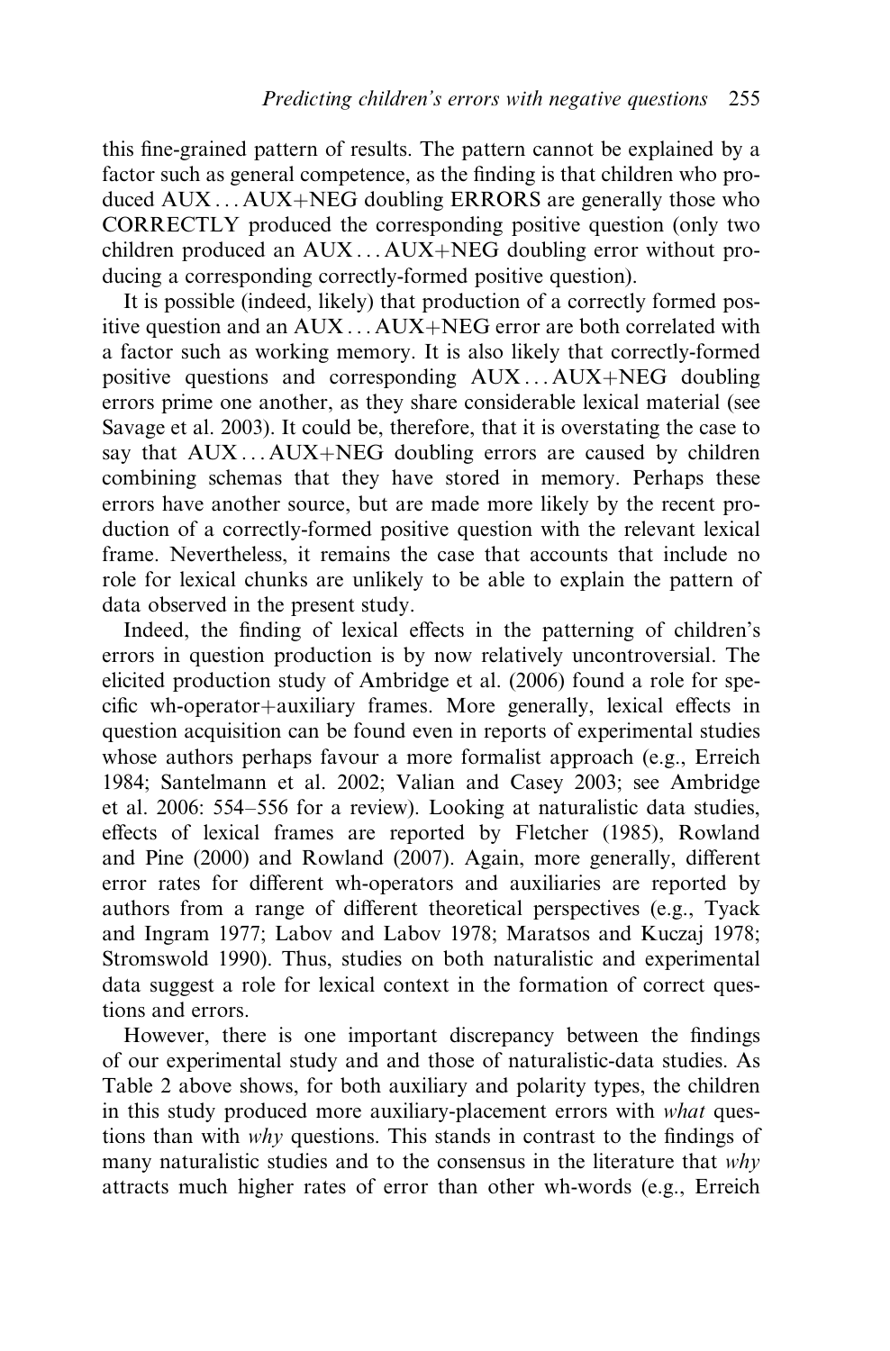this fine-grained pattern of results. The pattern cannot be explained by a factor such as general competence, as the finding is that children who produced AUX . . . AUX+NEG doubling ERRORS are generally those who CORRECTLY produced the corresponding positive question (only two children produced an AUX . . . AUX+NEG doubling error without producing a corresponding correctly-formed positive question).

It is possible (indeed, likely) that production of a correctly formed positive question and an AUX . . . AUX+NEG error are both correlated with a factor such as working memory. It is also likely that correctly-formed positive questions and corresponding AUX . . . AUX+NEG doubling errors prime one another, as they share considerable lexical material (see Savage et al. 2003). It could be, therefore, that it is overstating the case to say that AUX . . . AUX+NEG doubling errors are caused by children combining schemas that they have stored in memory. Perhaps these errors have another source, but are made more likely by the recent production of a correctly-formed positive question with the relevant lexical frame. Nevertheless, it remains the case that accounts that include no role for lexical chunks are unlikely to be able to explain the pattern of data observed in the present study.

Indeed, the finding of lexical effects in the patterning of children's errors in question production is by now relatively uncontroversial. The elicited production study of Ambridge et al. (2006) found a role for specific wh-operator+auxiliary frames. More generally, lexical effects in question acquisition can be found even in reports of experimental studies whose authors perhaps favour a more formalist approach (e.g., Erreich 1984; Santelmann et al. 2002; Valian and Casey 2003; see Ambridge et al. 2006: 554–556 for a review). Looking at naturalistic data studies, effects of lexical frames are reported by Fletcher (1985), Rowland and Pine (2000) and Rowland (2007). Again, more generally, different error rates for different wh-operators and auxiliaries are reported by authors from a range of different theoretical perspectives (e.g., Tyack and Ingram 1977; Labov and Labov 1978; Maratsos and Kuczaj 1978; Stromswold 1990). Thus, studies on both naturalistic and experimental data suggest a role for lexical context in the formation of correct questions and errors.

However, there is one important discrepancy between the findings of our experimental study and and those of naturalistic-data studies. As Table 2 above shows, for both auxiliary and polarity types, the children in this study produced more auxiliary-placement errors with *what* questions than with *why* questions. This stands in contrast to the findings of many naturalistic studies and to the consensus in the literature that *why* attracts much higher rates of error than other wh-words (e.g., Erreich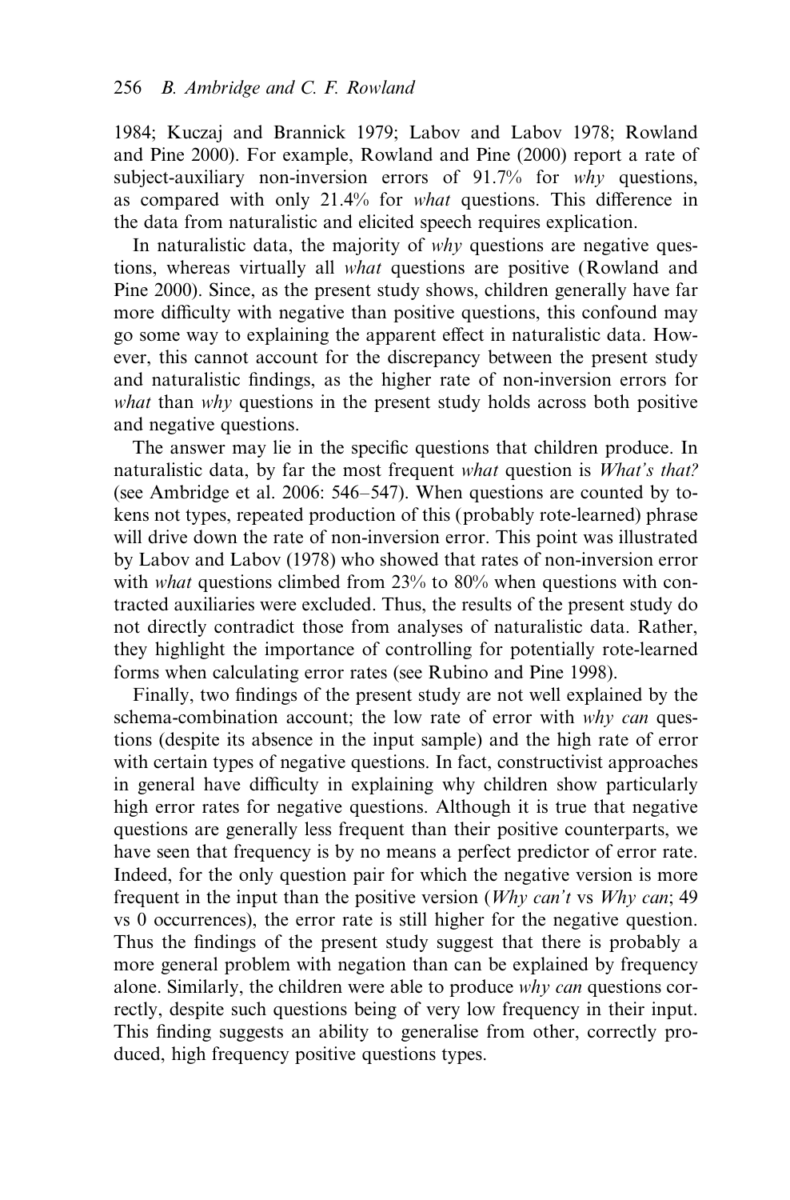1984; Kuczaj and Brannick 1979; Labov and Labov 1978; Rowland and Pine 2000). For example, Rowland and Pine (2000) report a rate of subject-auxiliary non-inversion errors of 91.7% for *why* questions, as compared with only 21.4% for *what* questions. This difference in the data from naturalistic and elicited speech requires explication.

In naturalistic data, the majority of *why* questions are negative questions, whereas virtually all *what* questions are positive (Rowland and Pine 2000). Since, as the present study shows, children generally have far more difficulty with negative than positive questions, this confound may go some way to explaining the apparent effect in naturalistic data. However, this cannot account for the discrepancy between the present study and naturalistic findings, as the higher rate of non-inversion errors for *what* than *why* questions in the present study holds across both positive and negative questions.

The answer may lie in the specific questions that children produce. In naturalistic data, by far the most frequent *what* question is *What's that?* (see Ambridge et al. 2006: 546–547). When questions are counted by tokens not types, repeated production of this (probably rote-learned) phrase will drive down the rate of non-inversion error. This point was illustrated by Labov and Labov (1978) who showed that rates of non-inversion error with *what* questions climbed from 23% to 80% when questions with contracted auxiliaries were excluded. Thus, the results of the present study do not directly contradict those from analyses of naturalistic data. Rather, they highlight the importance of controlling for potentially rote-learned forms when calculating error rates (see Rubino and Pine 1998).

Finally, two findings of the present study are not well explained by the schema-combination account; the low rate of error with *why can* questions (despite its absence in the input sample) and the high rate of error with certain types of negative questions. In fact, constructivist approaches in general have difficulty in explaining why children show particularly high error rates for negative questions. Although it is true that negative questions are generally less frequent than their positive counterparts, we have seen that frequency is by no means a perfect predictor of error rate. Indeed, for the only question pair for which the negative version is more frequent in the input than the positive version (*Why can't* vs *Why can*; 49 vs 0 occurrences), the error rate is still higher for the negative question. Thus the findings of the present study suggest that there is probably a more general problem with negation than can be explained by frequency alone. Similarly, the children were able to produce *why can* questions correctly, despite such questions being of very low frequency in their input. This finding suggests an ability to generalise from other, correctly produced, high frequency positive questions types.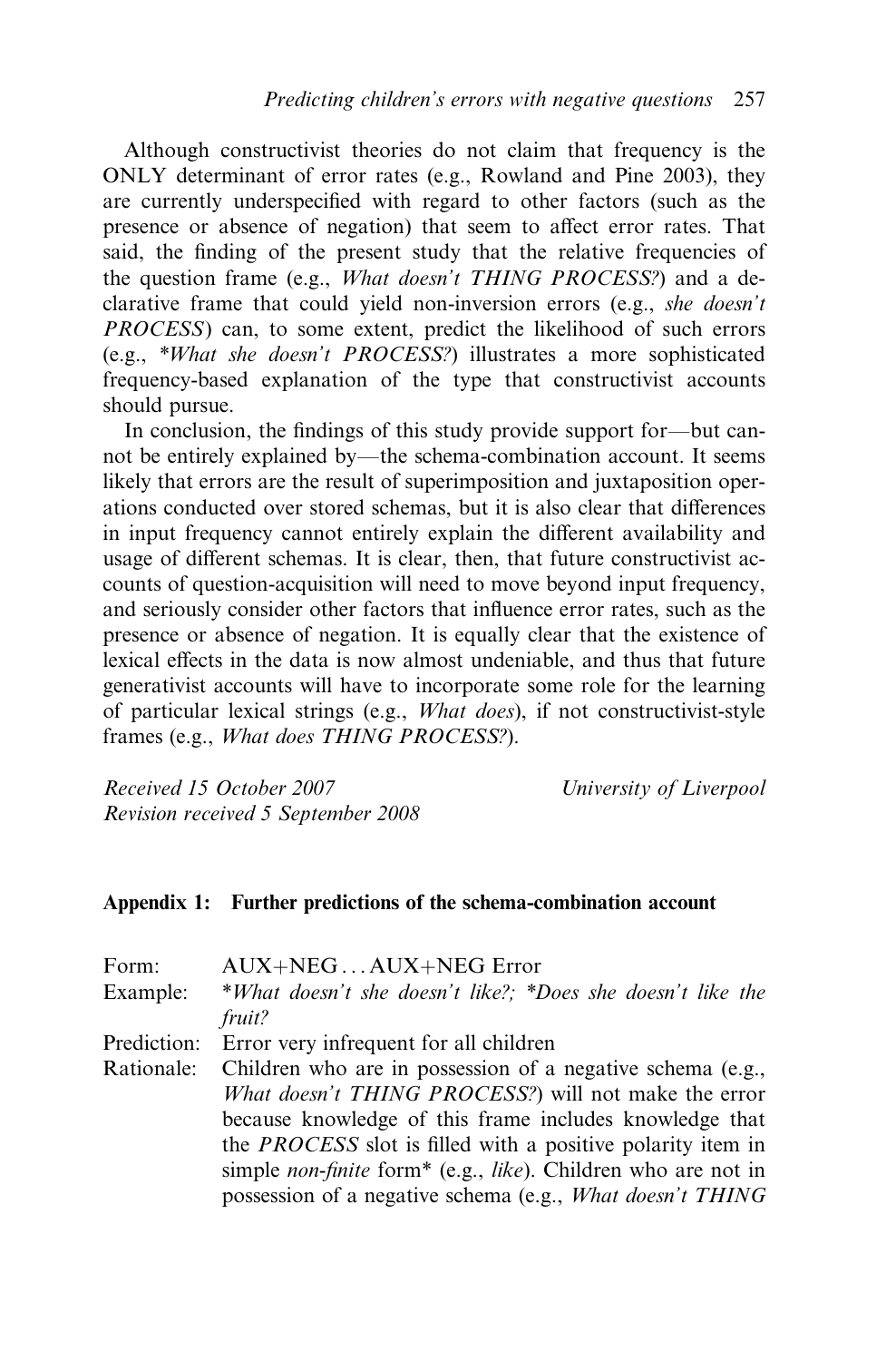Although constructivist theories do not claim that frequency is the ONLY determinant of error rates (e.g., Rowland and Pine 2003), they are currently underspecified with regard to other factors (such as the presence or absence of negation) that seem to affect error rates. That said, the finding of the present study that the relative frequencies of the question frame (e.g., *What doesn't THING PROCESS?*) and a declarative frame that could yield non-inversion errors (e.g., *she doesn't PROCESS*) can, to some extent, predict the likelihood of such errors (e.g., **What she doesn't PROCESS?*) illustrates a more sophisticated frequency-based explanation of the type that constructivist accounts should pursue.

In conclusion, the findings of this study provide support for—but cannot be entirely explained by—the schema-combination account. It seems likely that errors are the result of superimposition and juxtaposition operations conducted over stored schemas, but it is also clear that differences in input frequency cannot entirely explain the different availability and usage of different schemas. It is clear, then, that future constructivist accounts of question-acquisition will need to move beyond input frequency, and seriously consider other factors that influence error rates, such as the presence or absence of negation. It is equally clear that the existence of lexical effects in the data is now almost undeniable, and thus that future generativist accounts will have to incorporate some role for the learning of particular lexical strings (e.g., *What does*), if not constructivist-style frames (e.g., *What does THING PROCESS?*).

*Received 15 October 2007*
*Revision received 5 September 2008*

*University of Liverpool*

## Appendix 1: Further predictions of the schema-combination account

Form: AUX+NEG … AUX+NEG Error

Example: **What doesn't she doesn't like?*; **Does she doesn't like the fruit?*

Prediction: Error very infrequent for all children

Rationale: Children who are in possession of a negative schema (e.g., *What doesn't THING PROCESS?*) will not make the error because knowledge of this frame includes knowledge that the *PROCESS* slot is filled with a positive polarity item in simple *non-finite* form* (e.g., *like*). Children who are not in possession of a negative schema (e.g., *What doesn't THING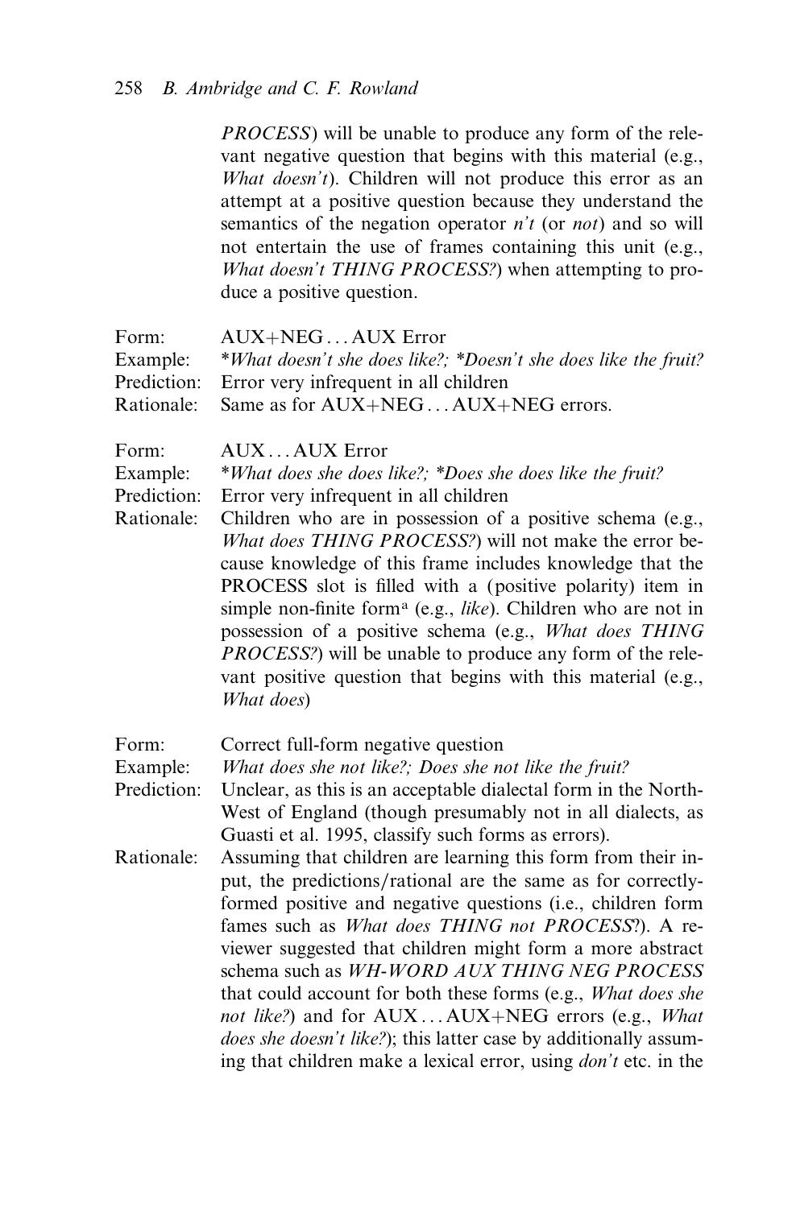*PROCESS*) will be unable to produce any form of the relevant negative question that begins with this material (e.g., *What doesn't*). Children will not produce this error as an attempt at a positive question because they understand the semantics of the negation operator *n't* (or *not*) and so will not entertain the use of frames containing this unit (e.g., *What doesn't THING PROCESS?*) when attempting to produce a positive question.

Form: AUX+NEG ... AUX Error
Example: **What doesn't she does like?; *Doesn't she does like the fruit?*
Prediction: Error very infrequent in all children
Rationale: Same as for AUX+NEG ... AUX+NEG errors.

Form: AUX ... AUX Error
Example: **What does she does like?; *Does she does like the fruit?*
Prediction: Error very infrequent in all children
Rationale: Children who are in possession of a positive schema (e.g., *What does THING PROCESS?*) will not make the error because knowledge of this frame includes knowledge that the PROCESS slot is filled with a (positive polarity) item in simple non-finite form[a] (e.g., *like*). Children who are not in possession of a positive schema (e.g., *What does THING PROCESS?*) will be unable to produce any form of the relevant positive question that begins with this material (e.g., *What does*)

Form: Correct full-form negative question
Example: *What does she not like?; Does she not like the fruit?*
Prediction: Unclear, as this is an acceptable dialectal form in the North-West of England (though presumably not in all dialects, as Guasti et al. 1995, classify such forms as errors).
Rationale: Assuming that children are learning this form from their input, the predictions/rational are the same as for correctly-formed positive and negative questions (i.e., children form fames such as *What does THING not PROCESS?*). A reviewer suggested that children might form a more abstract schema such as *WH-WORD AUX THING NEG PROCESS* that could account for both these forms (e.g., *What does she not like?*) and for AUX ... AUX+NEG errors (e.g., *What does she doesn't like?*); this latter case by additionally assuming that children make a lexical error, using *don't* etc. in the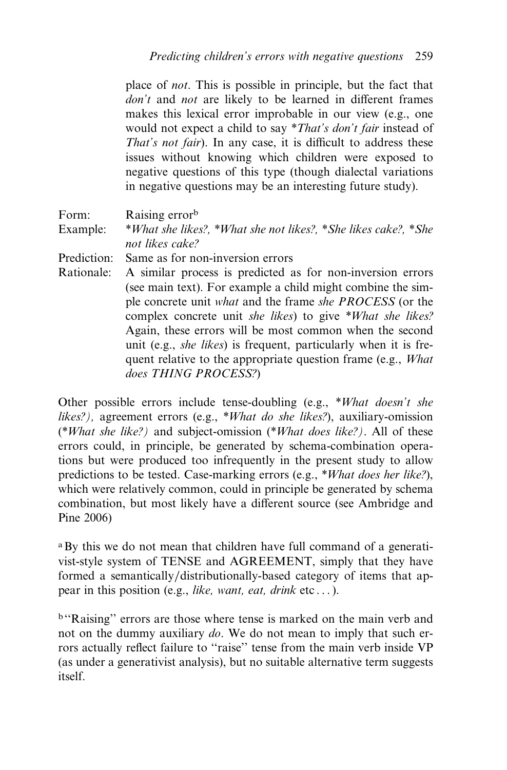place of *not*. This is possible in principle, but the fact that *don't* and *not* are likely to be learned in different frames makes this lexical error improbable in our view (e.g., one would not expect a child to say *\*That's don't fair* instead of *That's not fair*). In any case, it is difficult to address these issues without knowing which children were exposed to negative questions of this type (though dialectal variations in negative questions may be an interesting future study).

Form: Raising error[b]

Example: *\*What she likes?, \*What she not likes?, \*She likes cake?, \*She not likes cake?*

Prediction: Same as for non-inversion errors

Rationale: A similar process is predicted as for non-inversion errors (see main text). For example a child might combine the simple concrete unit *what* and the frame *she PROCESS* (or the complex concrete unit *she likes*) to give *\*What she likes?* Again, these errors will be most common when the second unit (e.g., *she likes*) is frequent, particularly when it is frequent relative to the appropriate question frame (e.g., *What does THING PROCESS?*)

Other possible errors include tense-doubling (e.g., *\*What doesn't she likes?),* agreement errors (e.g., *\*What do she likes?*), auxiliary-omission (*\*What she like?)* and subject-omission (*\*What does like?)*. All of these errors could, in principle, be generated by schema-combination operations but were produced too infrequently in the present study to allow predictions to be tested. Case-marking errors (e.g., *\*What does her like?*), which were relatively common, could in principle be generated by schema combination, but most likely have a different source (see Ambridge and Pine 2006)

[a] By this we do not mean that children have full command of a generativist-style system of TENSE and AGREEMENT, simply that they have formed a semantically/distributionally-based category of items that appear in this position (e.g., *like, want, eat, drink* etc . . . ).

[b] "Raising" errors are those where tense is marked on the main verb and not on the dummy auxiliary *do*. We do not mean to imply that such errors actually reflect failure to "raise" tense from the main verb inside VP (as under a generativist analysis), but no suitable alternative term suggests itself.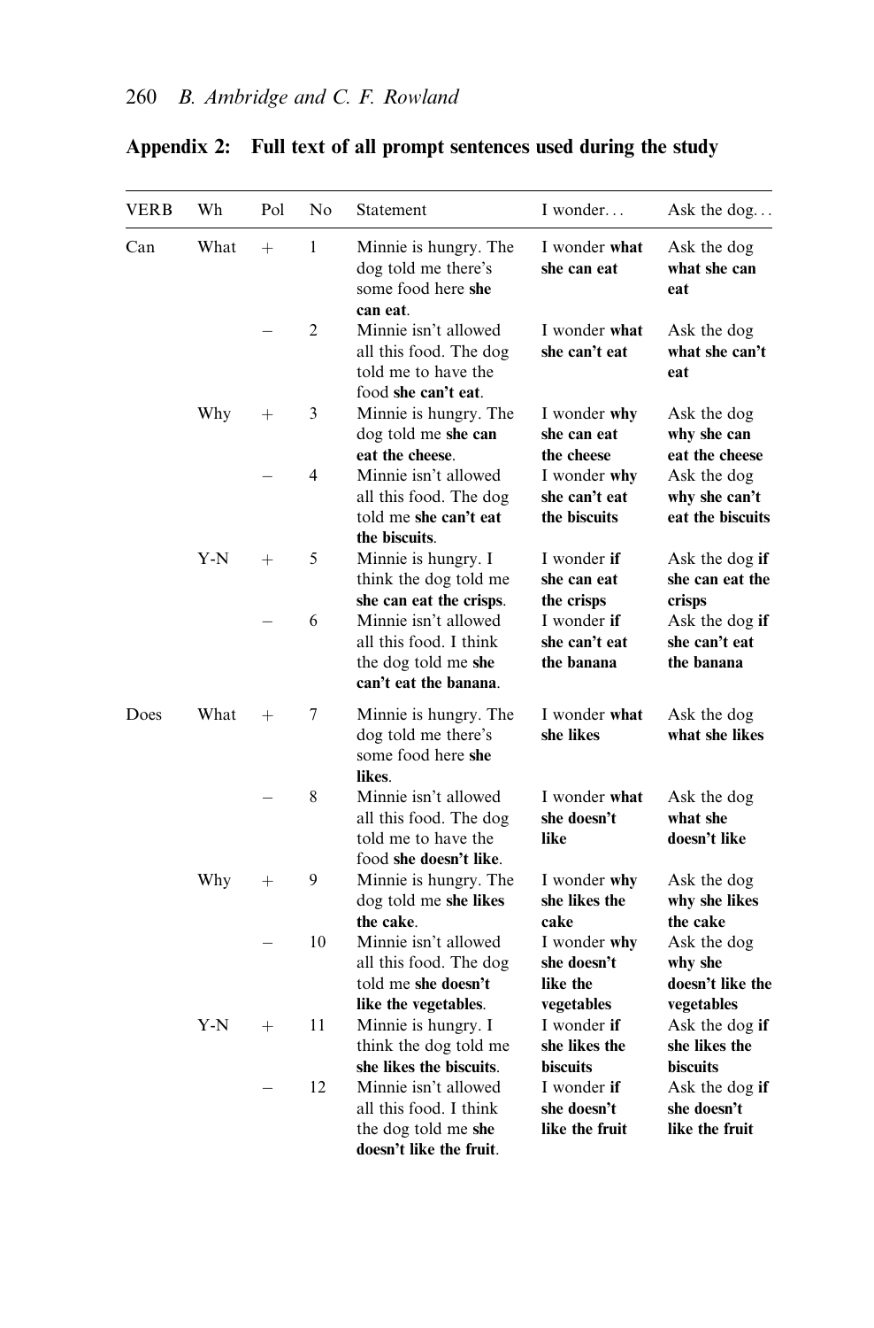## Appendix 2: Full text of all prompt sentences used during the study

| VERB | Wh | Pol | No | Statement | I wonder… | Ask the dog… |
|---|---|---|---|---|---|---|
| Can | What | + | 1 | Minnie is hungry. The dog told me there's some food here **she can eat**. | I wonder **what she can eat** | Ask the dog **what she can eat** |
| | | – | 2 | Minnie isn't allowed all this food. The dog told me to have the food **she can't eat**. | I wonder **what she can't eat** | Ask the dog **what she can't eat** |
| | Why | + | 3 | Minnie is hungry. The dog told me **she can eat the cheese**. | I wonder **why she can eat the cheese** | Ask the dog **why she can eat the cheese** |
| | | – | 4 | Minnie isn't allowed all this food. The dog told me **she can't eat the biscuits**. | I wonder **why she can't eat the biscuits** | Ask the dog **why she can't eat the biscuits** |
| | Y-N | + | 5 | Minnie is hungry. I think the dog told me **she can eat the crisps**. | I wonder **if she can eat the crisps** | Ask the dog **if she can eat the crisps** |
| | | – | 6 | Minnie isn't allowed all this food. I think the dog told me **she can't eat the banana**. | I wonder **if she can't eat the banana** | Ask the dog **if she can't eat the banana** |
| Does | What | + | 7 | Minnie is hungry. The dog told me there's some food here **she likes**. | I wonder **what she likes** | Ask the dog **what she likes** |
| | | – | 8 | Minnie isn't allowed all this food. The dog told me to have the food **she doesn't like**. | I wonder **what she doesn't like** | Ask the dog **what she doesn't like** |
| | Why | + | 9 | Minnie is hungry. The dog told me **she likes the cake**. | I wonder **why she likes the cake** | Ask the dog **why she likes the cake** |
| | | – | 10 | Minnie isn't allowed all this food. The dog told me **she doesn't like the vegetables**. | I wonder **why she doesn't like the vegetables** | Ask the dog **why she doesn't like the vegetables** |
| | Y-N | + | 11 | Minnie is hungry. I think the dog told me **she likes the biscuits**. | I wonder **if she likes the biscuits** | Ask the dog **if she likes the biscuits** |
| | | – | 12 | Minnie isn't allowed all this food. I think the dog told me **she doesn't like the fruit**. | I wonder **if she doesn't like the fruit** | Ask the dog **if she doesn't like the fruit** |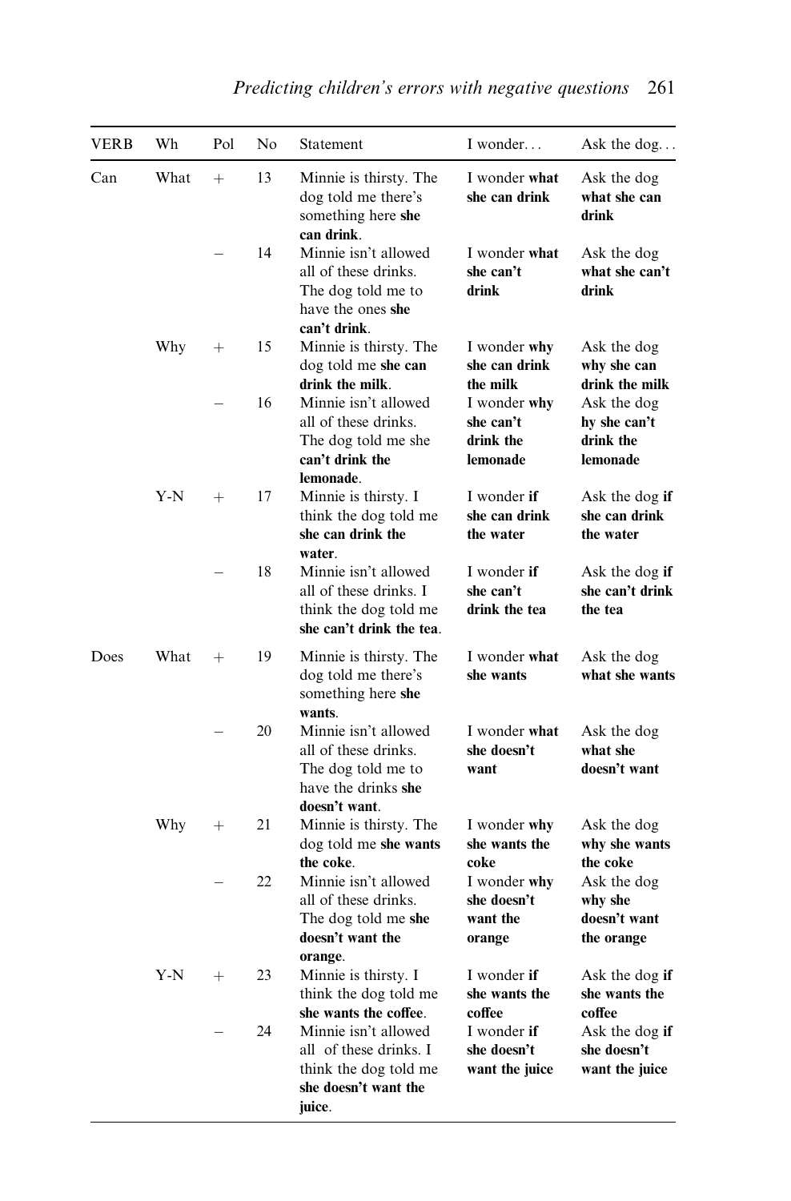| VERB | Wh | Pol | No | Statement | I wonder... | Ask the dog... |
|---|---|---|---|---|---|---|
| Can | What | + | 13 | Minnie is thirsty. The dog told me there's something here **she can drink**. | I wonder **what she can drink** | Ask the dog **what she can drink** |
| | | – | 14 | Minnie isn't allowed all of these drinks. The dog told me to have the ones **she can't drink**. | I wonder **what she can't drink** | Ask the dog **what she can't drink** |
| | Why | + | 15 | Minnie is thirsty. The dog told me **she can drink the milk**. | I wonder **why she can drink the milk** | Ask the dog **why she can drink the milk** |
| | | – | 16 | Minnie isn't allowed all of these drinks. The dog told me she **can't drink the lemonade**. | I wonder **why she can't drink the lemonade** | Ask the dog **hy she can't drink the lemonade** |
| | Y-N | + | 17 | Minnie is thirsty. I think the dog told me **she can drink the water**. | I wonder **if she can drink the water** | Ask the dog **if she can drink the water** |
| | | – | 18 | Minnie isn't allowed all of these drinks. I think the dog told me **she can't drink the tea**. | I wonder **if she can't drink the tea** | Ask the dog **if she can't drink the tea** |
| Does | What | + | 19 | Minnie is thirsty. The dog told me there's something here **she wants**. | I wonder **what she wants** | Ask the dog **what she wants** |
| | | – | 20 | Minnie isn't allowed all of these drinks. The dog told me to have the drinks **she doesn't want**. | I wonder **what she doesn't want** | Ask the dog **what she doesn't want** |
| | Why | + | 21 | Minnie is thirsty. The dog told me **she wants the coke**. | I wonder **why she wants the coke** | Ask the dog **why she wants the coke** |
| | | – | 22 | Minnie isn't allowed all of these drinks. The dog told me **she doesn't want the orange**. | I wonder **why she doesn't want the orange** | Ask the dog **why she doesn't want the orange** |
| | Y-N | + | 23 | Minnie is thirsty. I think the dog told me **she wants the coffee**. | I wonder **if she wants the coffee** | Ask the dog **if she wants the coffee** |
| | | – | 24 | Minnie isn't allowed all of these drinks. I think the dog told me **she doesn't want the juice**. | I wonder **if she doesn't want the juice** | Ask the dog **if she doesn't want the juice** |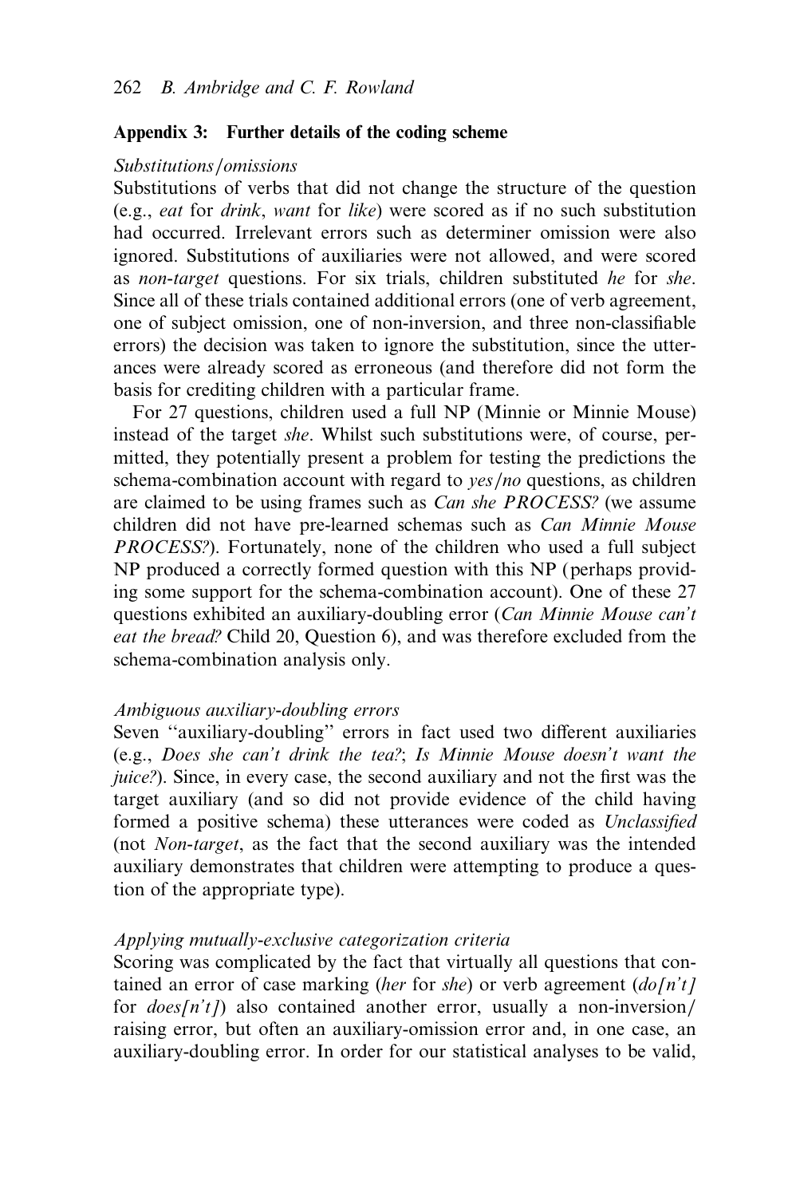### Appendix 3: Further details of the coding scheme

*Substitutions/omissions*

Substitutions of verbs that did not change the structure of the question (e.g., *eat* for *drink*, *want* for *like*) were scored as if no such substitution had occurred. Irrelevant errors such as determiner omission were also ignored. Substitutions of auxiliaries were not allowed, and were scored as *non-target* questions. For six trials, children substituted *he* for *she*. Since all of these trials contained additional errors (one of verb agreement, one of subject omission, one of non-inversion, and three non-classifiable errors) the decision was taken to ignore the substitution, since the utterances were already scored as erroneous (and therefore did not form the basis for crediting children with a particular frame.

For 27 questions, children used a full NP (Minnie or Minnie Mouse) instead of the target *she*. Whilst such substitutions were, of course, permitted, they potentially present a problem for testing the predictions the schema-combination account with regard to *yes/no* questions, as children are claimed to be using frames such as *Can she PROCESS?* (we assume children did not have pre-learned schemas such as *Can Minnie Mouse PROCESS?*). Fortunately, none of the children who used a full subject NP produced a correctly formed question with this NP (perhaps providing some support for the schema-combination account). One of these 27 questions exhibited an auxiliary-doubling error (*Can Minnie Mouse can't eat the bread?* Child 20, Question 6), and was therefore excluded from the schema-combination analysis only.

*Ambiguous auxiliary-doubling errors*

Seven ''auxiliary-doubling'' errors in fact used two different auxiliaries (e.g., *Does she can't drink the tea?*; *Is Minnie Mouse doesn't want the juice?*). Since, in every case, the second auxiliary and not the first was the target auxiliary (and so did not provide evidence of the child having formed a positive schema) these utterances were coded as *Unclassified* (not *Non-target*, as the fact that the second auxiliary was the intended auxiliary demonstrates that children were attempting to produce a question of the appropriate type).

*Applying mutually-exclusive categorization criteria*

Scoring was complicated by the fact that virtually all questions that contained an error of case marking (*her* for *she*) or verb agreement (*do[n't]* for *does[n't]*) also contained another error, usually a non-inversion/raising error, but often an auxiliary-omission error and, in one case, an auxiliary-doubling error. In order for our statistical analyses to be valid,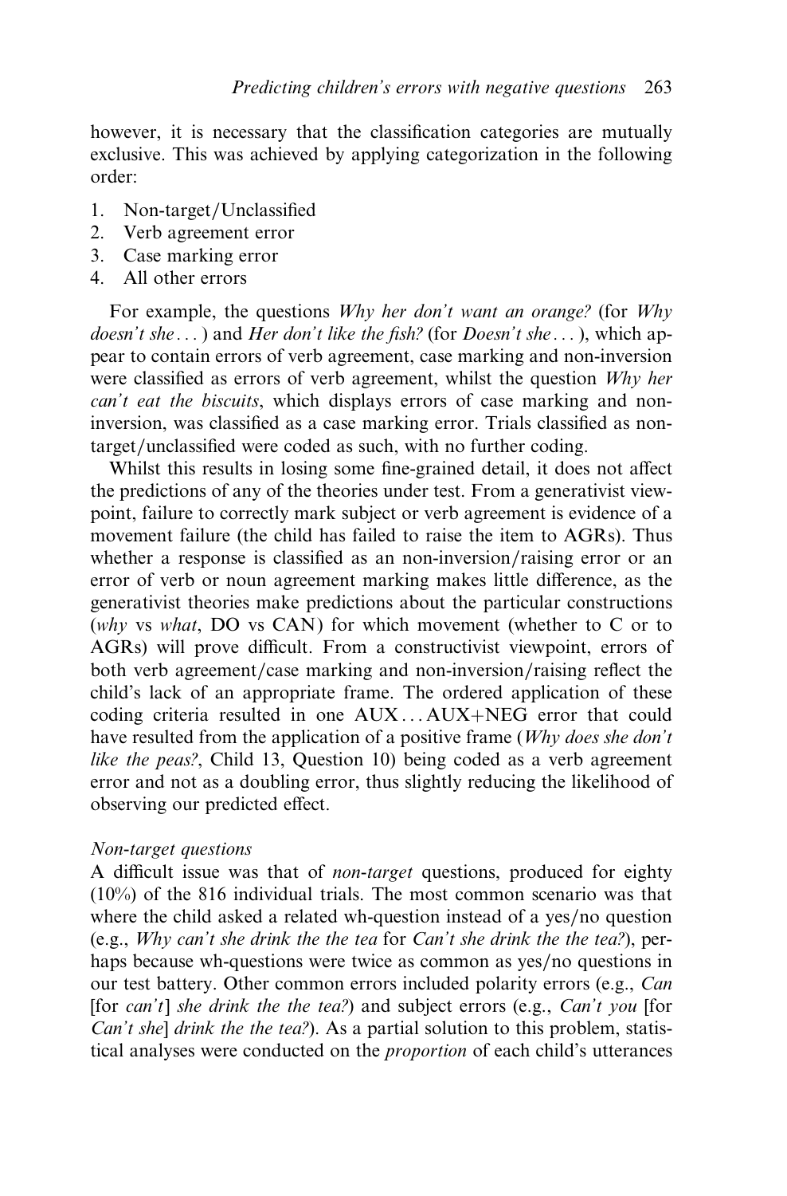however, it is necessary that the classification categories are mutually exclusive. This was achieved by applying categorization in the following order:

1. Non-target/Unclassified
2. Verb agreement error
3. Case marking error
4. All other errors

For example, the questions *Why her don't want an orange?* (for *Why doesn't she ...*) and *Her don't like the fish?* (for *Doesn't she ...*), which appear to contain errors of verb agreement, case marking and non-inversion were classified as errors of verb agreement, whilst the question *Why her can't eat the biscuits*, which displays errors of case marking and non-inversion, was classified as a case marking error. Trials classified as non-target/unclassified were coded as such, with no further coding.

Whilst this results in losing some fine-grained detail, it does not affect the predictions of any of the theories under test. From a generativist viewpoint, failure to correctly mark subject or verb agreement is evidence of a movement failure (the child has failed to raise the item to AGRs). Thus whether a response is classified as an non-inversion/raising error or an error of verb or noun agreement marking makes little difference, as the generativist theories make predictions about the particular constructions (*why* vs *what*, DO vs CAN) for which movement (whether to C or to AGRs) will prove difficult. From a constructivist viewpoint, errors of both verb agreement/case marking and non-inversion/raising reflect the child's lack of an appropriate frame. The ordered application of these coding criteria resulted in one AUX ... AUX+NEG error that could have resulted from the application of a positive frame (*Why does she don't like the peas?*, Child 13, Question 10) being coded as a verb agreement error and not as a doubling error, thus slightly reducing the likelihood of observing our predicted effect.

*Non-target questions*

A difficult issue was that of *non-target* questions, produced for eighty (10%) of the 816 individual trials. The most common scenario was that where the child asked a related wh-question instead of a yes/no question (e.g., *Why can't she drink the the tea* for *Can't she drink the the tea?*), perhaps because wh-questions were twice as common as yes/no questions in our test battery. Other common errors included polarity errors (e.g., *Can* [for *can't*] *she drink the the tea?*) and subject errors (e.g., *Can't you* [for *Can't she*] *drink the the tea?*). As a partial solution to this problem, statistical analyses were conducted on the *proportion* of each child's utterances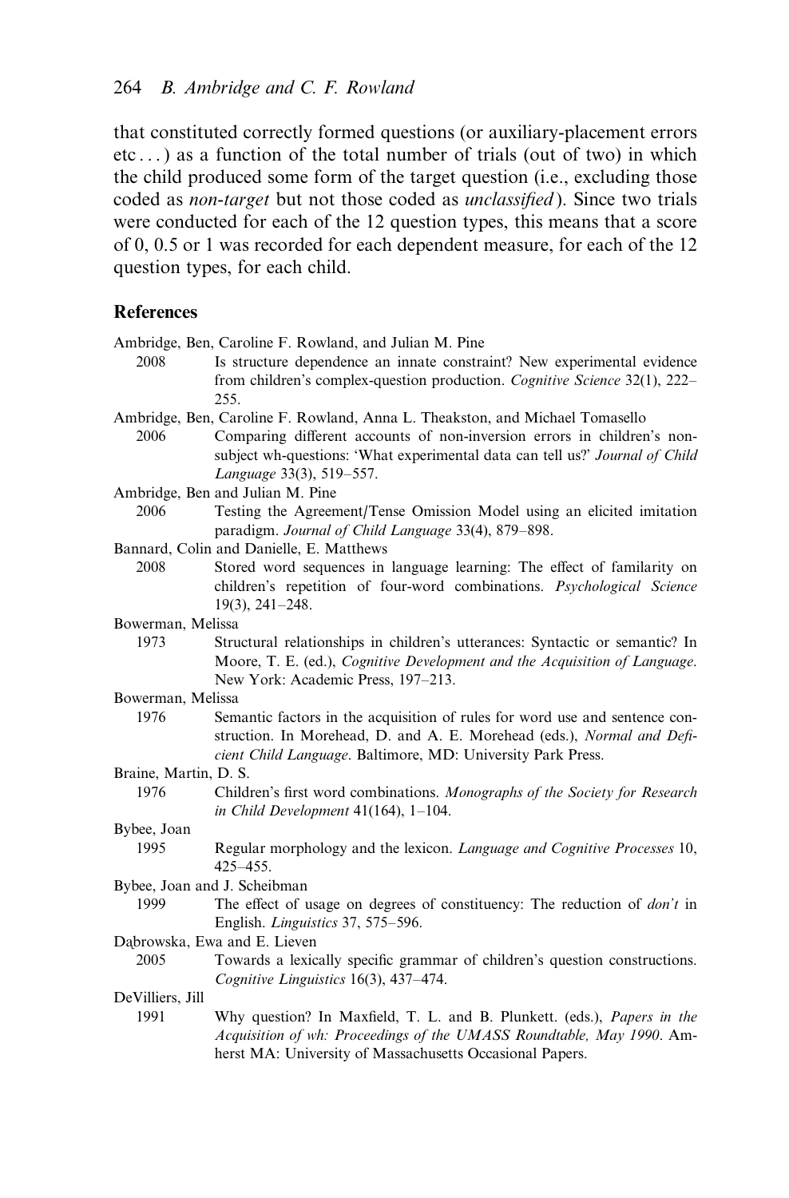that constituted correctly formed questions (or auxiliary-placement errors etc . . . ) as a function of the total number of trials (out of two) in which the child produced some form of the target question (i.e., excluding those coded as *non-target* but not those coded as *unclassified* ). Since two trials were conducted for each of the 12 question types, this means that a score of 0, 0.5 or 1 was recorded for each dependent measure, for each of the 12 question types, for each child.

## References

Ambridge, Ben, Caroline F. Rowland, and Julian M. Pine
2008 Is structure dependence an innate constraint? New experimental evidence from children's complex-question production. *Cognitive Science* 32(1), 222–255.

Ambridge, Ben, Caroline F. Rowland, Anna L. Theakston, and Michael Tomasello
2006 Comparing different accounts of non-inversion errors in children's non-subject wh-questions: 'What experimental data can tell us?' *Journal of Child Language* 33(3), 519–557.

Ambridge, Ben and Julian M. Pine
2006 Testing the Agreement/Tense Omission Model using an elicited imitation paradigm. *Journal of Child Language* 33(4), 879–898.

Bannard, Colin and Danielle, E. Matthews
2008 Stored word sequences in language learning: The effect of familarity on children's repetition of four-word combinations. *Psychological Science* 19(3), 241–248.

Bowerman, Melissa
1973 Structural relationships in children's utterances: Syntactic or semantic? In Moore, T. E. (ed.), *Cognitive Development and the Acquisition of Language*. New York: Academic Press, 197–213.

Bowerman, Melissa
1976 Semantic factors in the acquisition of rules for word use and sentence construction. In Morehead, D. and A. E. Morehead (eds.), *Normal and Deficient Child Language*. Baltimore, MD: University Park Press.

Braine, Martin, D. S.
1976 Children's first word combinations. *Monographs of the Society for Research in Child Development* 41(164), 1–104.

Bybee, Joan
1995 Regular morphology and the lexicon. *Language and Cognitive Processes* 10, 425–455.

Bybee, Joan and J. Scheibman
1999 The effect of usage on degrees of constituency: The reduction of *don't* in English. *Linguistics* 37, 575–596.

Dąbrowska, Ewa and E. Lieven
2005 Towards a lexically specific grammar of children's question constructions. *Cognitive Linguistics* 16(3), 437–474.

DeVilliers, Jill
1991 Why question? In Maxfield, T. L. and B. Plunkett. (eds.), *Papers in the Acquisition of wh: Proceedings of the UMASS Roundtable, May 1990*. Amherst MA: University of Massachusetts Occasional Papers.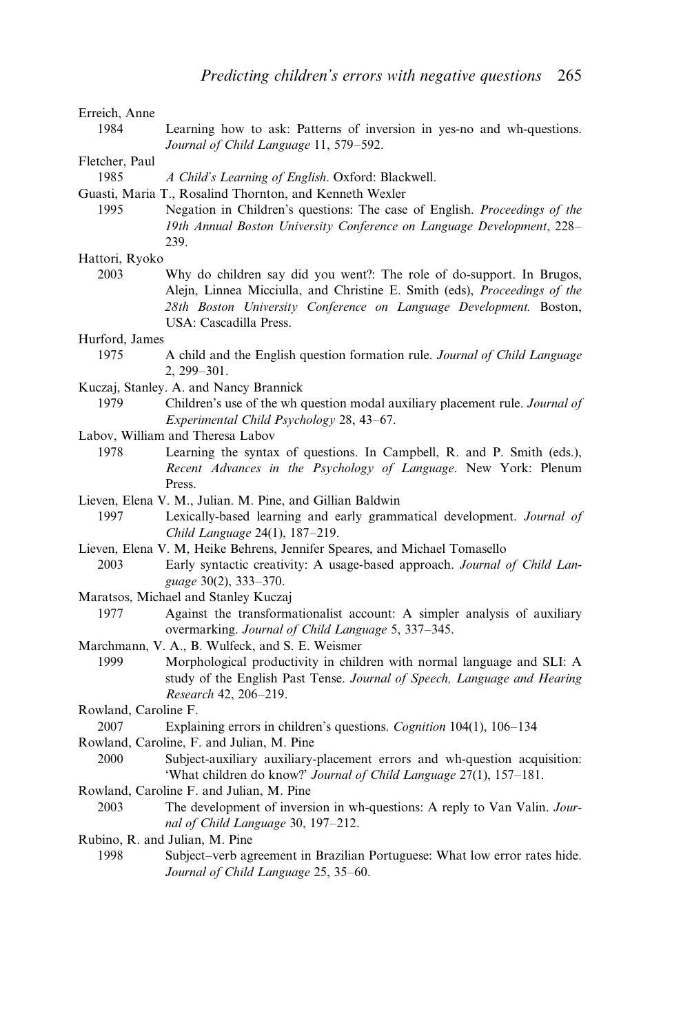Erreich, Anne

1984 Learning how to ask: Patterns of inversion in yes-no and wh-questions. *Journal of Child Language* 11, 579–592.

Fletcher, Paul

1985 *A Child's Learning of English*. Oxford: Blackwell.

Guasti, Maria T., Rosalind Thornton, and Kenneth Wexler

1995 Negation in Children's questions: The case of English. *Proceedings of the 19th Annual Boston University Conference on Language Development*, 228–239.

Hattori, Ryoko

2003 Why do children say did you went?: The role of do-support. In Brugos, Alejn, Linnea Micciulla, and Christine E. Smith (eds), *Proceedings of the 28th Boston University Conference on Language Development.* Boston, USA: Cascadilla Press.

Hurford, James

1975 A child and the English question formation rule. *Journal of Child Language* 2, 299–301.

Kuczaj, Stanley. A. and Nancy Brannick

1979 Children's use of the wh question modal auxiliary placement rule. *Journal of Experimental Child Psychology* 28, 43–67.

Labov, William and Theresa Labov

1978 Learning the syntax of questions. In Campbell, R. and P. Smith (eds.), *Recent Advances in the Psychology of Language*. New York: Plenum Press.

Lieven, Elena V. M., Julian. M. Pine, and Gillian Baldwin

1997 Lexically-based learning and early grammatical development. *Journal of Child Language* 24(1), 187–219.

Lieven, Elena V. M, Heike Behrens, Jennifer Speares, and Michael Tomasello

2003 Early syntactic creativity: A usage-based approach. *Journal of Child Language* 30(2), 333–370.

Maratsos, Michael and Stanley Kuczaj

1977 Against the transformationalist account: A simpler analysis of auxiliary overmarking. *Journal of Child Language* 5, 337–345.

Marchmann, V. A., B. Wulfeck, and S. E. Weismer

1999 Morphological productivity in children with normal language and SLI: A study of the English Past Tense. *Journal of Speech, Language and Hearing Research* 42, 206–219.

Rowland, Caroline F.

2007 Explaining errors in children's questions. *Cognition* 104(1), 106–134

Rowland, Caroline, F. and Julian, M. Pine

2000 Subject-auxiliary auxiliary-placement errors and wh-question acquisition: 'What children do know?' *Journal of Child Language* 27(1), 157–181.

Rowland, Caroline F. and Julian, M. Pine

2003 The development of inversion in wh-questions: A reply to Van Valin. *Journal of Child Language* 30, 197–212.

Rubino, R. and Julian, M. Pine

1998 Subject–verb agreement in Brazilian Portuguese: What low error rates hide. *Journal of Child Language* 25, 35–60.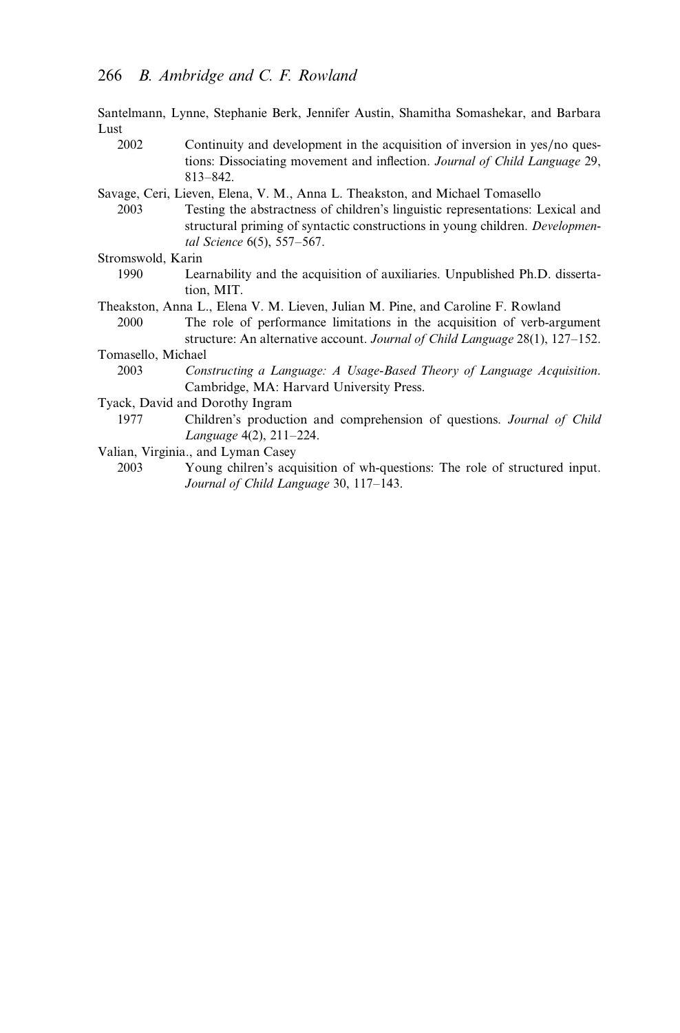Santelmann, Lynne, Stephanie Berk, Jennifer Austin, Shamitha Somashekar, and Barbara Lust

2002 Continuity and development in the acquisition of inversion in yes/no questions: Dissociating movement and inflection. *Journal of Child Language* 29, 813–842.

Savage, Ceri, Lieven, Elena, V. M., Anna L. Theakston, and Michael Tomasello

2003 Testing the abstractness of children's linguistic representations: Lexical and structural priming of syntactic constructions in young children. *Developmental Science* 6(5), 557–567.

Stromswold, Karin

1990 Learnability and the acquisition of auxiliaries. Unpublished Ph.D. dissertation, MIT.

Theakston, Anna L., Elena V. M. Lieven, Julian M. Pine, and Caroline F. Rowland

2000 The role of performance limitations in the acquisition of verb-argument structure: An alternative account. *Journal of Child Language* 28(1), 127–152.

Tomasello, Michael

2003 *Constructing a Language: A Usage-Based Theory of Language Acquisition*. Cambridge, MA: Harvard University Press.

Tyack, David and Dorothy Ingram

1977 Children's production and comprehension of questions. *Journal of Child Language* 4(2), 211–224.

Valian, Virginia., and Lyman Casey

2003 Young chilren's acquisition of wh-questions: The role of structured input. *Journal of Child Language* 30, 117–143.